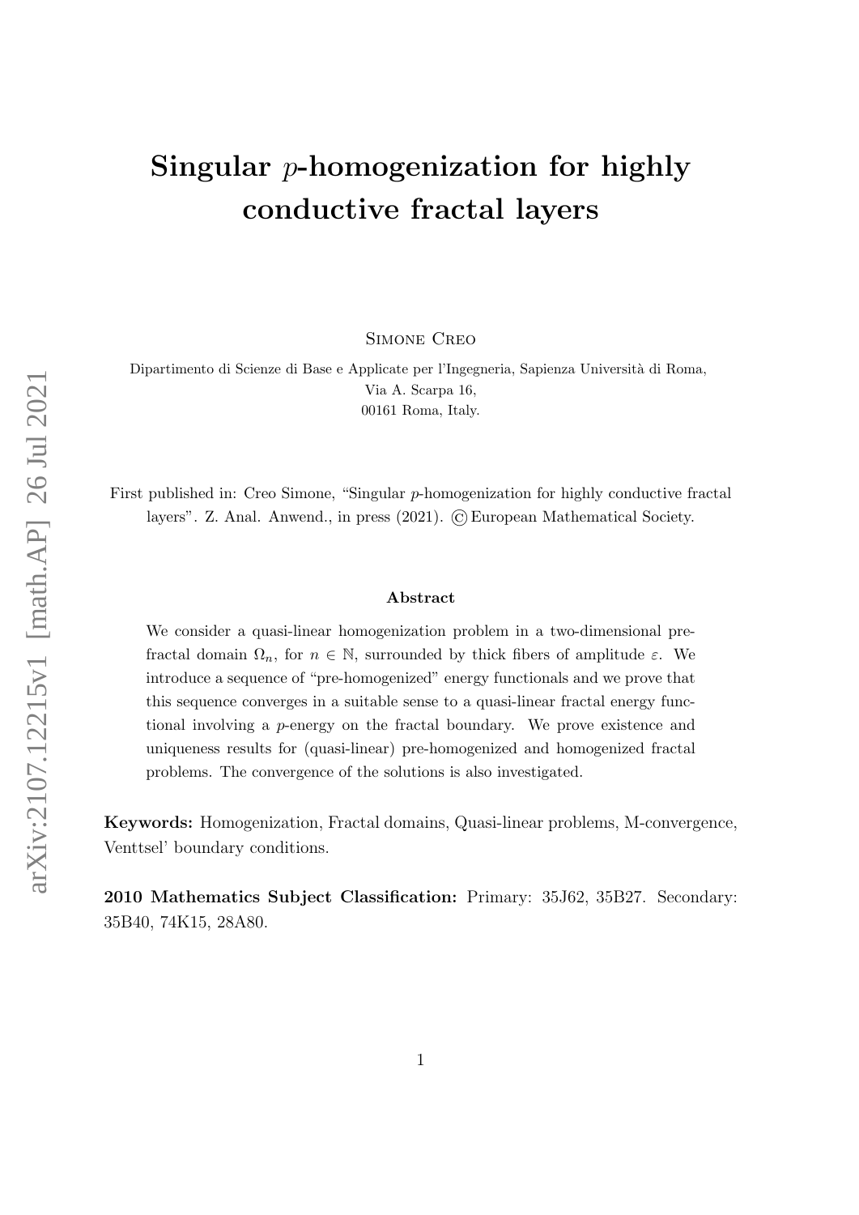# Singular $p$-homogenization for highly conductive fractal layers

Simone Creo

Dipartimento di Scienze di Base e Applicate per l'Ingegneria, Sapienza Università di Roma,
Via A. Scarpa 16,
00161 Roma, Italy.

First published in: Creo Simone, "Singular $p$-homogenization for highly conductive fractal layers". Z. Anal. Anwend., in press (2021). © European Mathematical Society.

### Abstract

We consider a quasi-linear homogenization problem in a two-dimensional pre-fractal domain $\Omega_n$, for $n \in \mathbb{N}$, surrounded by thick fibers of amplitude $\varepsilon$. We introduce a sequence of "pre-homogenized" energy functionals and we prove that this sequence converges in a suitable sense to a quasi-linear fractal energy functional involving a $p$-energy on the fractal boundary. We prove existence and uniqueness results for (quasi-linear) pre-homogenized and homogenized fractal problems. The convergence of the solutions is also investigated.

**Keywords:** Homogenization, Fractal domains, Quasi-linear problems, M-convergence, Venttsel' boundary conditions.

**2010 Mathematics Subject Classification:** Primary: 35J62, 35B27. Secondary: 35B40, 74K15, 28A80.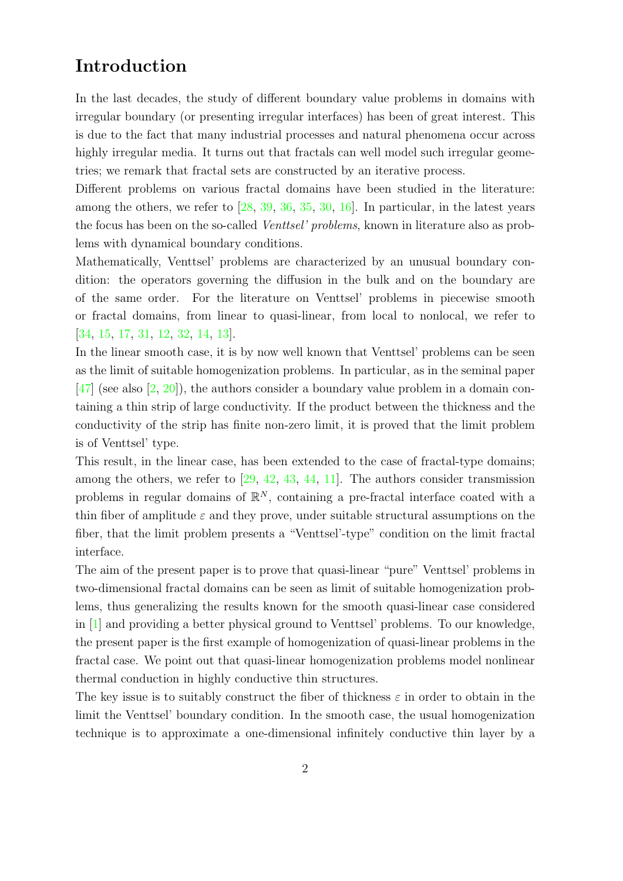# Introduction

In the last decades, the study of different boundary value problems in domains with irregular boundary (or presenting irregular interfaces) has been of great interest. This is due to the fact that many industrial processes and natural phenomena occur across highly irregular media. It turns out that fractals can well model such irregular geometries; we remark that fractal sets are constructed by an iterative process.

Different problems on various fractal domains have been studied in the literature: among the others, we refer to [28, 39, 36, 35, 30, 16]. In particular, in the latest years the focus has been on the so-called *Venttsel' problems*, known in literature also as problems with dynamical boundary conditions.

Mathematically, Venttsel' problems are characterized by an unusual boundary condition: the operators governing the diffusion in the bulk and on the boundary are of the same order. For the literature on Venttsel' problems in piecewise smooth or fractal domains, from linear to quasi-linear, from local to nonlocal, we refer to [34, 15, 17, 31, 12, 32, 14, 13].

In the linear smooth case, it is by now well known that Venttsel' problems can be seen as the limit of suitable homogenization problems. In particular, as in the seminal paper [47] (see also [2, 20]), the authors consider a boundary value problem in a domain containing a thin strip of large conductivity. If the product between the thickness and the conductivity of the strip has finite non-zero limit, it is proved that the limit problem is of Venttsel' type.

This result, in the linear case, has been extended to the case of fractal-type domains; among the others, we refer to [29, 42, 43, 44, 11]. The authors consider transmission problems in regular domains of $\mathbb{R}^N$, containing a pre-fractal interface coated with a thin fiber of amplitude $\varepsilon$ and they prove, under suitable structural assumptions on the fiber, that the limit problem presents a "Venttsel'-type" condition on the limit fractal interface.

The aim of the present paper is to prove that quasi-linear "pure" Venttsel' problems in two-dimensional fractal domains can be seen as limit of suitable homogenization problems, thus generalizing the results known for the smooth quasi-linear case considered in [1] and providing a better physical ground to Venttsel' problems. To our knowledge, the present paper is the first example of homogenization of quasi-linear problems in the fractal case. We point out that quasi-linear homogenization problems model nonlinear thermal conduction in highly conductive thin structures.

The key issue is to suitably construct the fiber of thickness $\varepsilon$ in order to obtain in the limit the Venttsel' boundary condition. In the smooth case, the usual homogenization technique is to approximate a one-dimensional infinitely conductive thin layer by a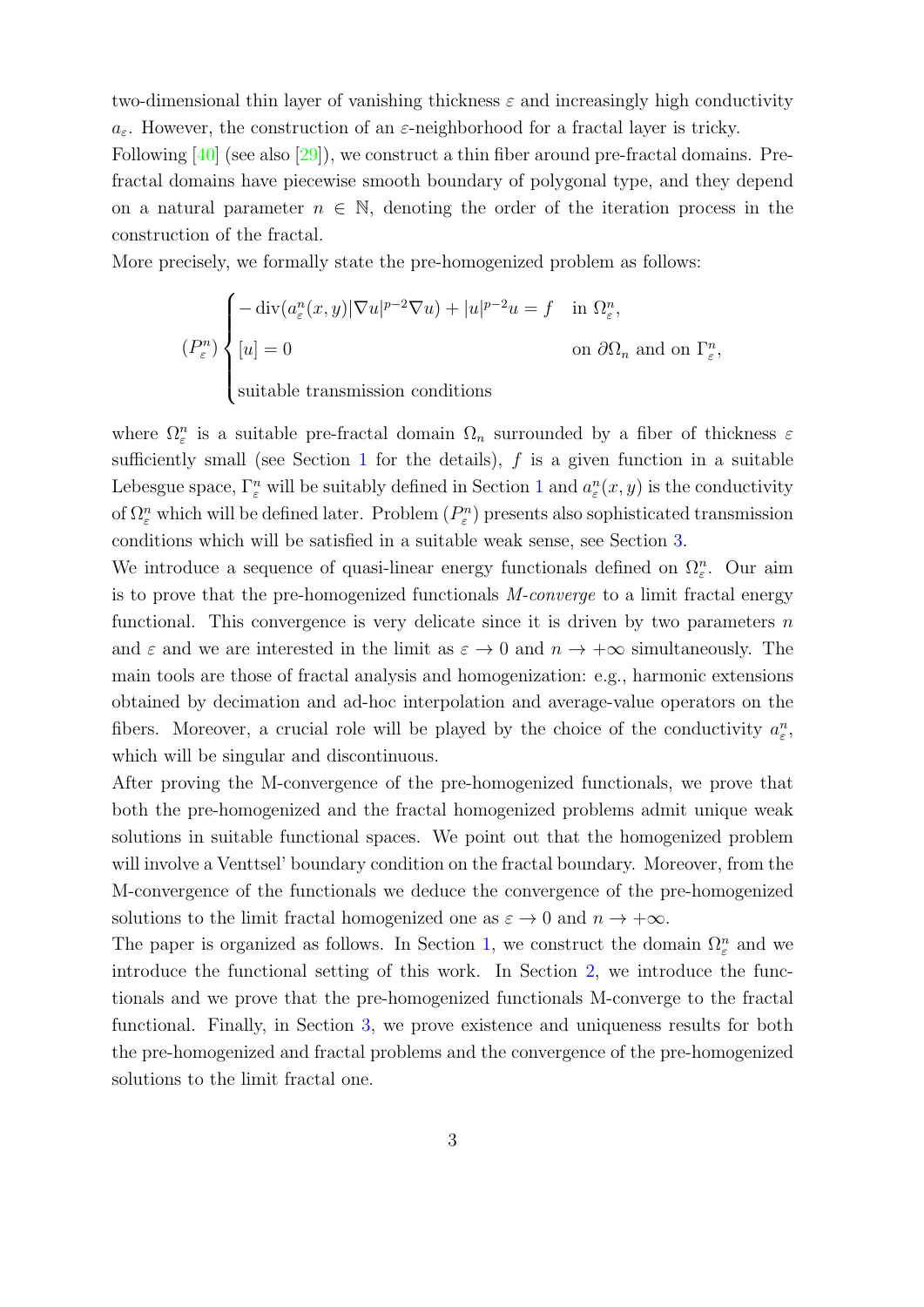two-dimensional thin layer of vanishing thickness $\varepsilon$ and increasingly high conductivity $a_\varepsilon$. However, the construction of an $\varepsilon$-neighborhood for a fractal layer is tricky.

Following [40] (see also [29]), we construct a thin fiber around pre-fractal domains. Pre-fractal domains have piecewise smooth boundary of polygonal type, and they depend on a natural parameter $n \in \mathbb{N}$, denoting the order of the iteration process in the construction of the fractal.

More precisely, we formally state the pre-homogenized problem as follows:

$$
(P^n_\varepsilon)\begin{cases} -\operatorname{div}(a^n_\varepsilon(x,y)|\nabla u|^{p-2}\nabla u) + |u|^{p-2}u = f & \text{in } \Omega^n_\varepsilon, \\ [u] = 0 & \text{on } \partial\Omega_n \text{ and on } \Gamma^n_\varepsilon, \\ \text{suitable transmission conditions} \end{cases}
$$

where $\Omega^n_\varepsilon$ is a suitable pre-fractal domain $\Omega_n$ surrounded by a fiber of thickness $\varepsilon$ sufficiently small (see Section 1 for the details), $f$ is a given function in a suitable Lebesgue space, $\Gamma^n_\varepsilon$ will be suitably defined in Section 1 and $a^n_\varepsilon(x,y)$ is the conductivity of $\Omega^n_\varepsilon$ which will be defined later. Problem $(P^n_\varepsilon)$ presents also sophisticated transmission conditions which will be satisfied in a suitable weak sense, see Section 3.

We introduce a sequence of quasi-linear energy functionals defined on $\Omega^n_\varepsilon$. Our aim is to prove that the pre-homogenized functionals *M-converge* to a limit fractal energy functional. This convergence is very delicate since it is driven by two parameters $n$ and $\varepsilon$ and we are interested in the limit as $\varepsilon \to 0$ and $n \to +\infty$ simultaneously. The main tools are those of fractal analysis and homogenization: e.g., harmonic extensions obtained by decimation and ad-hoc interpolation and average-value operators on the fibers. Moreover, a crucial role will be played by the choice of the conductivity $a^n_\varepsilon$, which will be singular and discontinuous.

After proving the M-convergence of the pre-homogenized functionals, we prove that both the pre-homogenized and the fractal homogenized problems admit unique weak solutions in suitable functional spaces. We point out that the homogenized problem will involve a Venttsel' boundary condition on the fractal boundary. Moreover, from the M-convergence of the functionals we deduce the convergence of the pre-homogenized solutions to the limit fractal homogenized one as $\varepsilon \to 0$ and $n \to +\infty$.

The paper is organized as follows. In Section 1, we construct the domain $\Omega^n_\varepsilon$ and we introduce the functional setting of this work. In Section 2, we introduce the functionals and we prove that the pre-homogenized functionals M-converge to the fractal functional. Finally, in Section 3, we prove existence and uniqueness results for both the pre-homogenized and fractal problems and the convergence of the pre-homogenized solutions to the limit fractal one.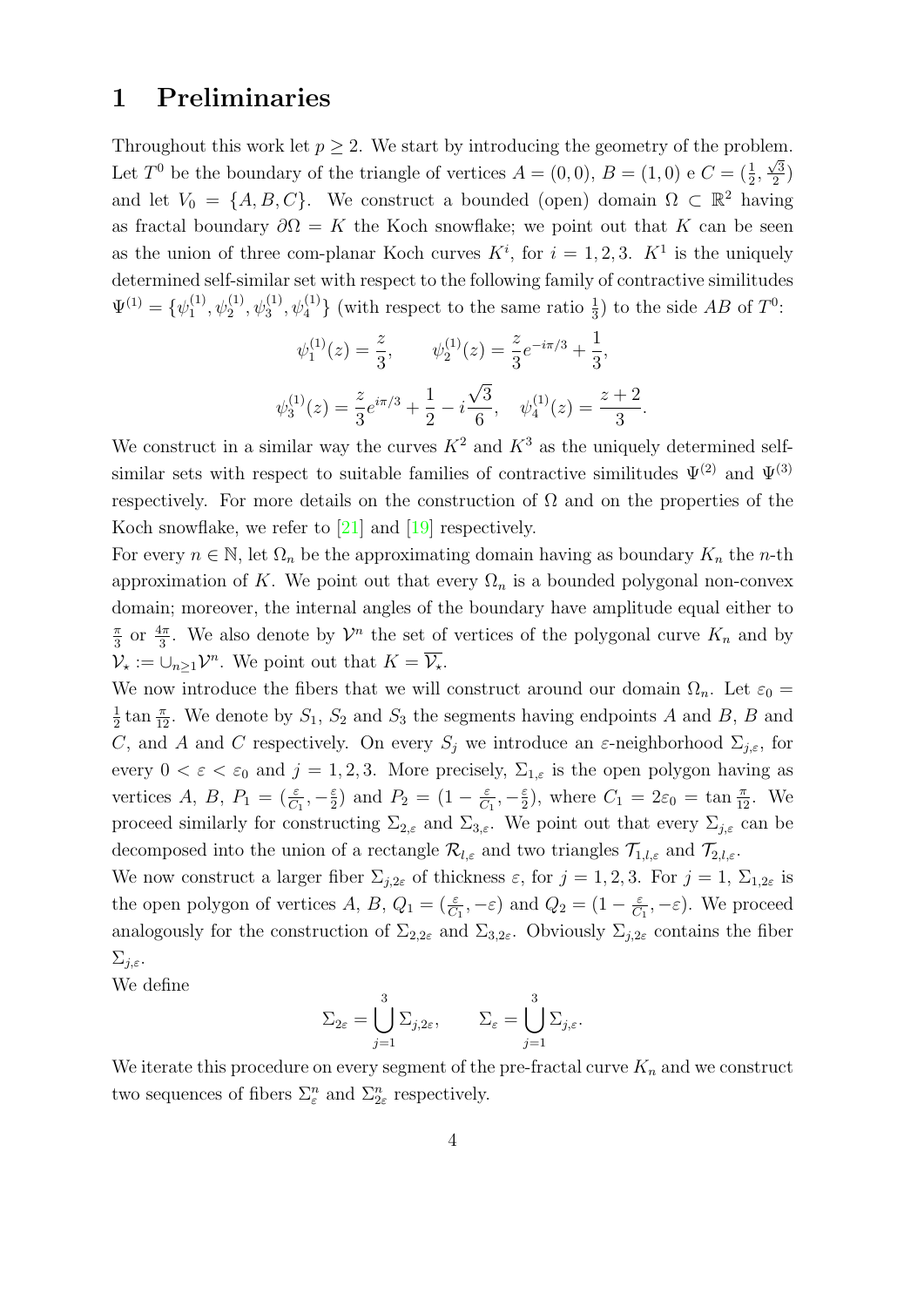# 1 Preliminaries

Throughout this work let $p \geq 2$. We start by introducing the geometry of the problem. Let $T^0$ be the boundary of the triangle of vertices $A = (0,0)$, $B = (1,0)$ e $C = (\frac{1}{2}, \frac{\sqrt{3}}{2})$ and let $V_0 = \{A, B, C\}$. We construct a bounded (open) domain $\Omega \subset \mathbb{R}^2$ having as fractal boundary $\partial\Omega = K$ the Koch snowflake; we point out that $K$ can be seen as the union of three com-planar Koch curves $K^i$, for $i = 1, 2, 3$. $K^1$ is the uniquely determined self-similar set with respect to the following family of contractive similitudes $\Psi^{(1)} = \{\psi_1^{(1)}, \psi_2^{(1)}, \psi_3^{(1)}, \psi_4^{(1)}\}$ (with respect to the same ratio $\frac{1}{3}$) to the side $AB$ of $T^0$:

$$\psi_1^{(1)}(z) = \frac{z}{3}, \qquad \psi_2^{(1)}(z) = \frac{z}{3} e^{-i\pi/3} + \frac{1}{3},$$

$$\psi_3^{(1)}(z) = \frac{z}{3} e^{i\pi/3} + \frac{1}{2} - i\frac{\sqrt{3}}{6}, \quad \psi_4^{(1)}(z) = \frac{z+2}{3}.$$

We construct in a similar way the curves $K^2$ and $K^3$ as the uniquely determined self-similar sets with respect to suitable families of contractive similitudes $\Psi^{(2)}$ and $\Psi^{(3)}$ respectively. For more details on the construction of $\Omega$ and on the properties of the Koch snowflake, we refer to [21] and [19] respectively.

For every $n \in \mathbb{N}$, let $\Omega_n$ be the approximating domain having as boundary $K_n$ the $n$-th approximation of $K$. We point out that every $\Omega_n$ is a bounded polygonal non-convex domain; moreover, the internal angles of the boundary have amplitude equal either to $\frac{\pi}{3}$ or $\frac{4\pi}{3}$. We also denote by $\mathcal{V}^n$ the set of vertices of the polygonal curve $K_n$ and by $\mathcal{V}_\star := \cup_{n\geq 1}\mathcal{V}^n$. We point out that $K = \overline{\mathcal{V}_\star}$.

We now introduce the fibers that we will construct around our domain $\Omega_n$. Let $\varepsilon_0 = \frac{1}{2}\tan\frac{\pi}{12}$. We denote by $S_1$, $S_2$ and $S_3$ the segments having endpoints $A$ and $B$, $B$ and $C$, and $A$ and $C$ respectively. On every $S_j$ we introduce an $\varepsilon$-neighborhood $\Sigma_{j,\varepsilon}$, for every $0 < \varepsilon < \varepsilon_0$ and $j = 1, 2, 3$. More precisely, $\Sigma_{1,\varepsilon}$ is the open polygon having as vertices $A$, $B$, $P_1 = (\frac{\varepsilon}{C_1}, -\frac{\varepsilon}{2})$ and $P_2 = (1 - \frac{\varepsilon}{C_1}, -\frac{\varepsilon}{2})$, where $C_1 = 2\varepsilon_0 = \tan\frac{\pi}{12}$. We proceed similarly for constructing $\Sigma_{2,\varepsilon}$ and $\Sigma_{3,\varepsilon}$. We point out that every $\Sigma_{j,\varepsilon}$ can be decomposed into the union of a rectangle $\mathcal{R}_{l,\varepsilon}$ and two triangles $\mathcal{T}_{1,l,\varepsilon}$ and $\mathcal{T}_{2,l,\varepsilon}$.

We now construct a larger fiber $\Sigma_{j,2\varepsilon}$ of thickness $\varepsilon$, for $j = 1, 2, 3$. For $j = 1$, $\Sigma_{1,2\varepsilon}$ is the open polygon of vertices $A$, $B$, $Q_1 = (\frac{\varepsilon}{C_1}, -\varepsilon)$ and $Q_2 = (1 - \frac{\varepsilon}{C_1}, -\varepsilon)$. We proceed analogously for the construction of $\Sigma_{2,2\varepsilon}$ and $\Sigma_{3,2\varepsilon}$. Obviously $\Sigma_{j,2\varepsilon}$ contains the fiber $\Sigma_{j,\varepsilon}$.

We define

$$\Sigma_{2\varepsilon} = \bigcup_{j=1}^{3} \Sigma_{j,2\varepsilon}, \qquad \Sigma_\varepsilon = \bigcup_{j=1}^{3} \Sigma_{j,\varepsilon}.$$

We iterate this procedure on every segment of the pre-fractal curve $K_n$ and we construct two sequences of fibers $\Sigma_\varepsilon^n$ and $\Sigma_{2\varepsilon}^n$ respectively.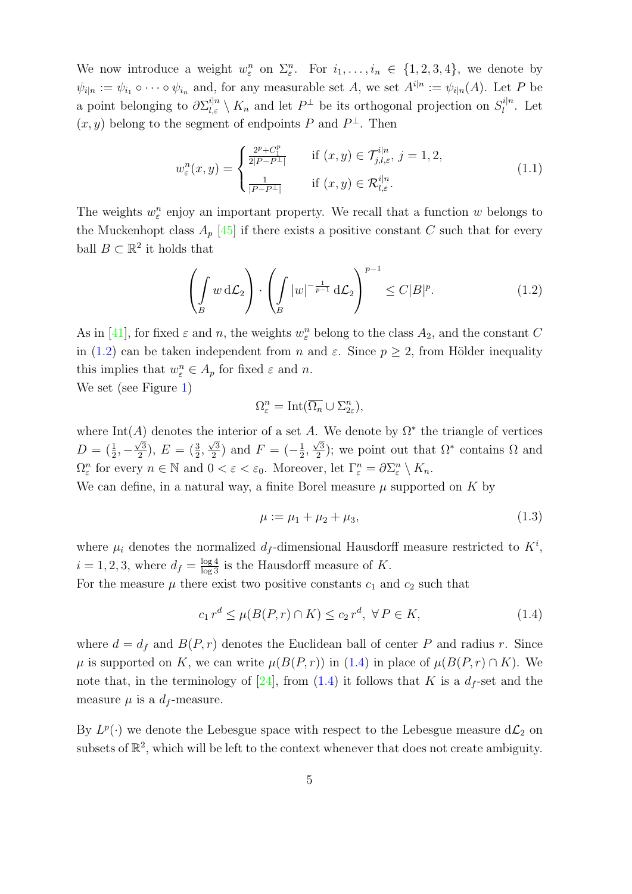We now introduce a weight $w_\varepsilon^n$ on $\Sigma_\varepsilon^n$. For $i_1, \dots, i_n \in \{1, 2, 3, 4\}$, we denote by $\psi_{i|n} := \psi_{i_1} \circ \cdots \circ \psi_{i_n}$ and, for any measurable set $A$, we set $A^{i|n} := \psi_{i|n}(A)$. Let $P$ be a point belonging to $\partial\Sigma_{l,\varepsilon}^{i|n} \setminus K_n$ and let $P^\perp$ be its orthogonal projection on $S_l^{i|n}$. Let $(x, y)$ belong to the segment of endpoints $P$ and $P^\perp$. Then

$$
w_\varepsilon^n(x,y) = \begin{cases} \frac{2^p + C_1^p}{2|P-P^\perp|} & \text{if } (x,y) \in \mathcal{T}_{j,l,\varepsilon}^{i|n},\ j = 1, 2, \\ \frac{1}{|P-P^\perp|} & \text{if } (x,y) \in \mathcal{R}_{l,\varepsilon}^{i|n}. \end{cases} \tag{1.1}
$$

The weights $w_\varepsilon^n$ enjoy an important property. We recall that a function $w$ belongs to the Muckenhopt class $A_p$ [45] if there exists a positive constant $C$ such that for every ball $B \subset \mathbb{R}^2$ it holds that

$$
\left( \int_B w \,\mathrm{d}\mathcal{L}_2 \right) \cdot \left( \int_B |w|^{-\frac{1}{p-1}} \,\mathrm{d}\mathcal{L}_2 \right)^{p-1} \leq C|B|^p. \tag{1.2}
$$

As in [41], for fixed $\varepsilon$ and $n$, the weights $w_\varepsilon^n$ belong to the class $A_2$, and the constant $C$ in (1.2) can be taken independent from $n$ and $\varepsilon$. Since $p \geq 2$, from Hölder inequality this implies that $w_\varepsilon^n \in A_p$ for fixed $\varepsilon$ and $n$.

We set (see Figure 1)

$$
\Omega_\varepsilon^n = \mathrm{Int}(\overline{\Omega_n} \cup \Sigma_{2\varepsilon}^n),
$$

where $\mathrm{Int}(A)$ denotes the interior of a set $A$. We denote by $\Omega^*$ the triangle of vertices $D = (\frac{1}{2}, -\frac{\sqrt{3}}{2})$, $E = (\frac{3}{2}, \frac{\sqrt{3}}{2})$ and $F = (-\frac{1}{2}, \frac{\sqrt{3}}{2})$; we point out that $\Omega^*$ contains $\Omega$ and $\Omega_\varepsilon^n$ for every $n \in \mathbb{N}$ and $0 < \varepsilon < \varepsilon_0$. Moreover, let $\Gamma_\varepsilon^n = \partial\Sigma_\varepsilon^n \setminus K_n$.

We can define, in a natural way, a finite Borel measure $\mu$ supported on $K$ by

$$
\mu := \mu_1 + \mu_2 + \mu_3, \tag{1.3}
$$

where $\mu_i$ denotes the normalized $d_f$-dimensional Hausdorff measure restricted to $K^i$, $i = 1, 2, 3$, where $d_f = \frac{\log 4}{\log 3}$ is the Hausdorff measure of $K$.

For the measure $\mu$ there exist two positive constants $c_1$ and $c_2$ such that

$$
c_1\, r^d \leq \mu(B(P,r) \cap K) \leq c_2\, r^d,\ \forall\, P \in K, \tag{1.4}
$$

where $d = d_f$ and $B(P, r)$ denotes the Euclidean ball of center $P$ and radius $r$. Since $\mu$ is supported on $K$, we can write $\mu(B(P, r))$ in (1.4) in place of $\mu(B(P, r) \cap K)$. We note that, in the terminology of [24], from (1.4) it follows that $K$ is a $d_f$-set and the measure $\mu$ is a $d_f$-measure.

By $L^p(\cdot)$ we denote the Lebesgue space with respect to the Lebesgue measure $\mathrm{d}\mathcal{L}_2$ on subsets of $\mathbb{R}^2$, which will be left to the context whenever that does not create ambiguity.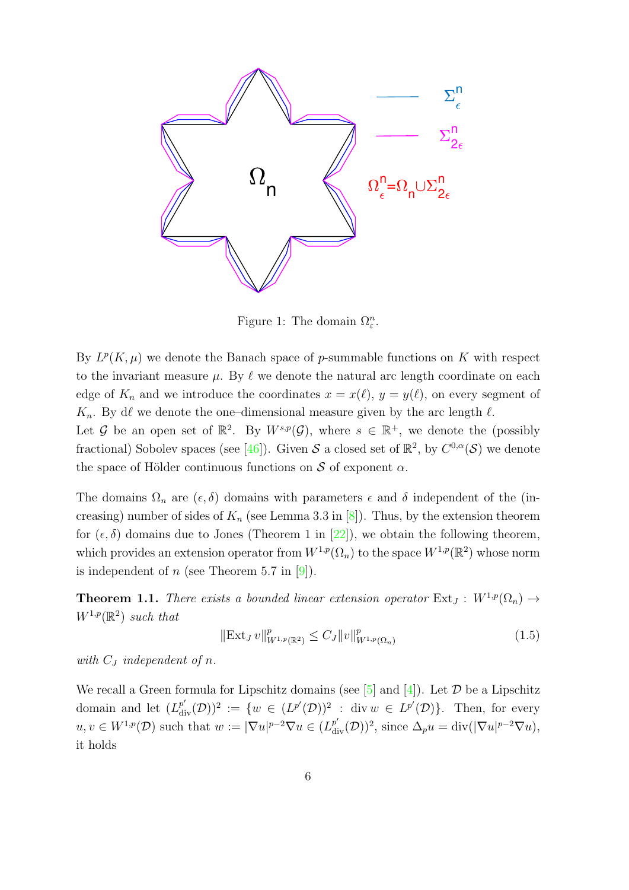Figure 1: The domain $\Omega_\varepsilon^n$.

By $L^p(K,\mu)$ we denote the Banach space of $p$-summable functions on $K$ with respect to the invariant measure $\mu$. By $\ell$ we denote the natural arc length coordinate on each edge of $K_n$ and we introduce the coordinates $x = x(\ell)$, $y = y(\ell)$, on every segment of $K_n$. By $\mathrm{d}\ell$ we denote the one–dimensional measure given by the arc length $\ell$.

Let $\mathcal{G}$ be an open set of $\mathbb{R}^2$. By $W^{s,p}(\mathcal{G})$, where $s \in \mathbb{R}^+$, we denote the (possibly fractional) Sobolev spaces (see [46]). Given $\mathcal{S}$ a closed set of $\mathbb{R}^2$, by $C^{0,\alpha}(\mathcal{S})$ we denote the space of Hölder continuous functions on $\mathcal{S}$ of exponent $\alpha$.

The domains $\Omega_n$ are $(\epsilon,\delta)$ domains with parameters $\epsilon$ and $\delta$ independent of the (increasing) number of sides of $K_n$ (see Lemma 3.3 in [8]). Thus, by the extension theorem for $(\epsilon,\delta)$ domains due to Jones (Theorem 1 in [22]), we obtain the following theorem, which provides an extension operator from $W^{1,p}(\Omega_n)$ to the space $W^{1,p}(\mathbb{R}^2)$ whose norm is independent of $n$ (see Theorem 5.7 in [9]).

**Theorem 1.1.** *There exists a bounded linear extension operator* $\mathrm{Ext}_J : W^{1,p}(\Omega_n) \to W^{1,p}(\mathbb{R}^2)$ *such that*

$$\|\mathrm{Ext}_J\, v\|^p_{W^{1,p}(\mathbb{R}^2)} \leq C_J \|v\|^p_{W^{1,p}(\Omega_n)} \tag{1.5}$$

*with $C_J$ independent of $n$.*

We recall a Green formula for Lipschitz domains (see [5] and [4]). Let $\mathcal{D}$ be a Lipschitz domain and let $(L^{p'}_{\mathrm{div}}(\mathcal{D}))^2 := \{w \in (L^{p'}(\mathcal{D}))^2 \,:\, \mathrm{div}\, w \in L^{p'}(\mathcal{D})\}$. Then, for every $u, v \in W^{1,p}(\mathcal{D})$ such that $w := |\nabla u|^{p-2}\nabla u \in (L^{p'}_{\mathrm{div}}(\mathcal{D}))^2$, since $\Delta_p u = \mathrm{div}(|\nabla u|^{p-2}\nabla u)$, it holds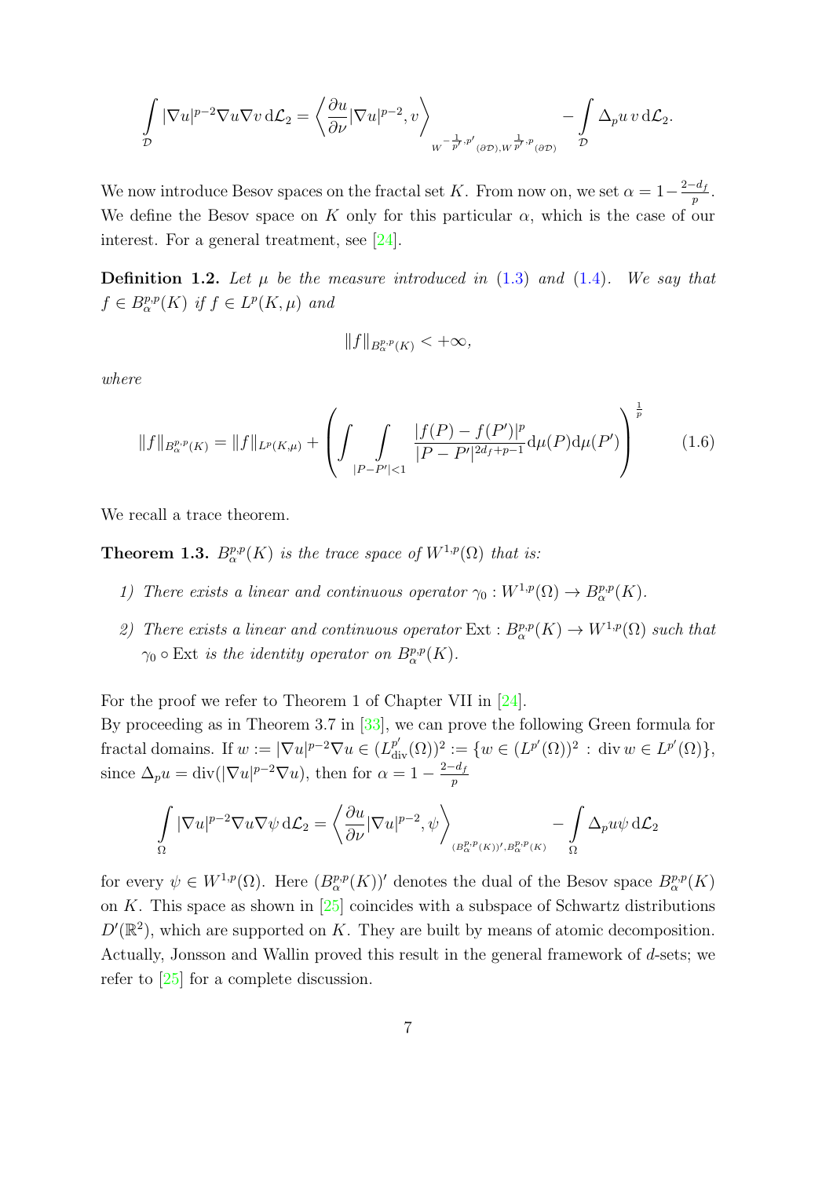$$\int_{\mathcal{D}} |\nabla u|^{p-2}\nabla u \nabla v \,\mathrm{d}\mathcal{L}_2 = \left\langle \frac{\partial u}{\partial \nu}|\nabla u|^{p-2}, v \right\rangle_{W^{-\frac{1}{p'},p'}(\partial\mathcal{D}), W^{\frac{1}{p'},p}(\partial\mathcal{D})} - \int_{\mathcal{D}} \Delta_p u \, v \,\mathrm{d}\mathcal{L}_2.$$

We now introduce Besov spaces on the fractal set $K$. From now on, we set $\alpha = 1 - \frac{2-d_f}{p}$. We define the Besov space on $K$ only for this particular $\alpha$, which is the case of our interest. For a general treatment, see [24].

**Definition 1.2.** *Let $\mu$ be the measure introduced in (1.3) and (1.4). We say that $f \in B^{p,p}_\alpha(K)$ if $f \in L^p(K,\mu)$ and*

$$\|f\|_{B^{p,p}_\alpha(K)} < +\infty,$$

*where*

$$\|f\|_{B^{p,p}_\alpha(K)} = \|f\|_{L^p(K,\mu)} + \left( \int \int_{|P-P'|<1} \frac{|f(P) - f(P')|^p}{|P-P'|^{2d_f+p-1}} \mathrm{d}\mu(P)\mathrm{d}\mu(P') \right)^{\frac{1}{p}} \tag{1.6}$$

We recall a trace theorem.

**Theorem 1.3.** *$B^{p,p}_\alpha(K)$ is the trace space of $W^{1,p}(\Omega)$ that is:*

1) *There exists a linear and continuous operator $\gamma_0 : W^{1,p}(\Omega) \to B^{p,p}_\alpha(K)$.*
2) *There exists a linear and continuous operator $\mathrm{Ext} : B^{p,p}_\alpha(K) \to W^{1,p}(\Omega)$ such that $\gamma_0 \circ \mathrm{Ext}$ is the identity operator on $B^{p,p}_\alpha(K)$.*

For the proof we refer to Theorem 1 of Chapter VII in [24].
By proceeding as in Theorem 3.7 in [33], we can prove the following Green formula for fractal domains. If $w := |\nabla u|^{p-2}\nabla u \in (L^{p'}_{\mathrm{div}}(\Omega))^2 := \{w \in (L^{p'}(\Omega))^2 \,:\, \mathrm{div}\, w \in L^{p'}(\Omega)\}$, since $\Delta_p u = \mathrm{div}(|\nabla u|^{p-2}\nabla u)$, then for $\alpha = 1 - \frac{2-d_f}{p}$

$$\int_{\Omega} |\nabla u|^{p-2}\nabla u \nabla \psi \,\mathrm{d}\mathcal{L}_2 = \left\langle \frac{\partial u}{\partial \nu}|\nabla u|^{p-2}, \psi \right\rangle_{(B^{p,p}_\alpha(K))', B^{p,p}_\alpha(K)} - \int_{\Omega} \Delta_p u \psi \,\mathrm{d}\mathcal{L}_2$$

for every $\psi \in W^{1,p}(\Omega)$. Here $(B^{p,p}_\alpha(K))'$ denotes the dual of the Besov space $B^{p,p}_\alpha(K)$ on $K$. This space as shown in [25] coincides with a subspace of Schwartz distributions $D'(\mathbb{R}^2)$, which are supported on $K$. They are built by means of atomic decomposition. Actually, Jonsson and Wallin proved this result in the general framework of $d$-sets; we refer to [25] for a complete discussion.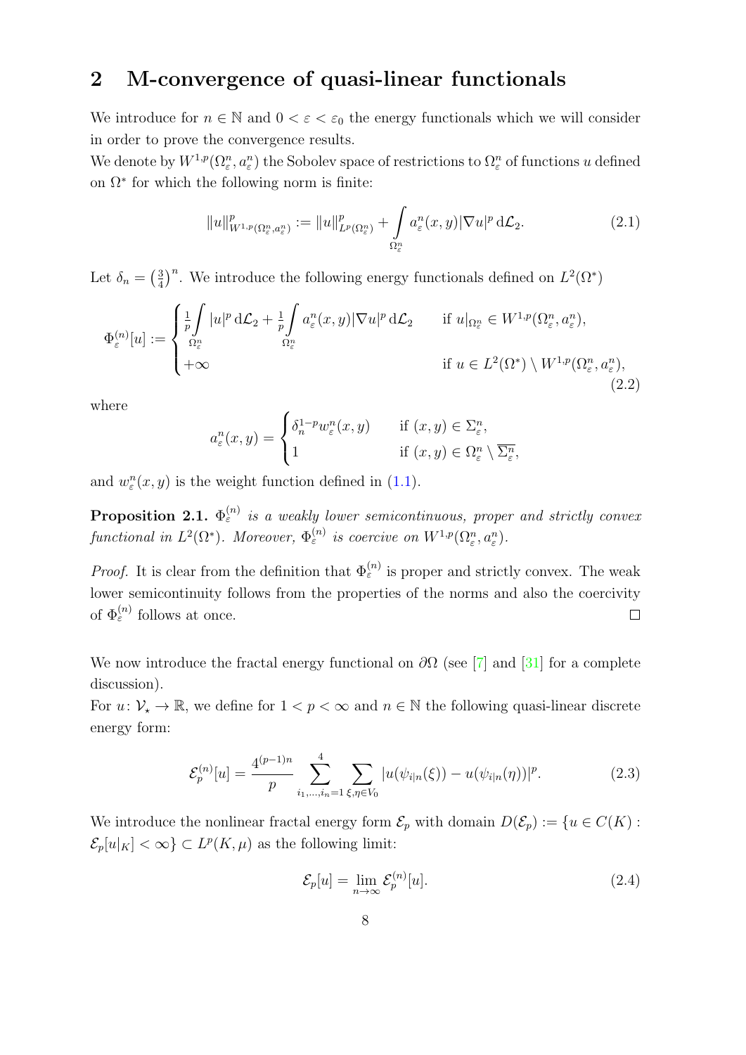## 2 M-convergence of quasi-linear functionals

We introduce for $n \in \mathbb{N}$ and $0 < \varepsilon < \varepsilon_0$ the energy functionals which we will consider in order to prove the convergence results.

We denote by $W^{1,p}(\Omega_\varepsilon^n, a_\varepsilon^n)$ the Sobolev space of restrictions to $\Omega_\varepsilon^n$ of functions $u$ defined on $\Omega^*$ for which the following norm is finite:

$$\|u\|^p_{W^{1,p}(\Omega_\varepsilon^n, a_\varepsilon^n)} := \|u\|^p_{L^p(\Omega_\varepsilon^n)} + \int\limits_{\Omega_\varepsilon^n} a_\varepsilon^n(x,y)|\nabla u|^p \,\mathrm{d}\mathcal{L}_2. \tag{2.1}$$

Let $\delta_n = \left(\frac{3}{4}\right)^n$. We introduce the following energy functionals defined on $L^2(\Omega^*)$

$$\Phi_\varepsilon^{(n)}[u] := \begin{cases} \frac{1}{p}\int\limits_{\Omega_\varepsilon^n} |u|^p \,\mathrm{d}\mathcal{L}_2 + \frac{1}{p}\int\limits_{\Omega_\varepsilon^n} a_\varepsilon^n(x,y)|\nabla u|^p \,\mathrm{d}\mathcal{L}_2 & \text{if } u|_{\Omega_\varepsilon^n} \in W^{1,p}(\Omega_\varepsilon^n, a_\varepsilon^n), \\ +\infty & \text{if } u \in L^2(\Omega^*) \setminus W^{1,p}(\Omega_\varepsilon^n, a_\varepsilon^n), \end{cases} \tag{2.2}$$

where

$$a_\varepsilon^n(x,y) = \begin{cases} \delta_n^{1-p} w_\varepsilon^n(x,y) & \text{if } (x,y) \in \Sigma_\varepsilon^n, \\ 1 & \text{if } (x,y) \in \Omega_\varepsilon^n \setminus \overline{\Sigma_\varepsilon^n}, \end{cases}$$

and $w_\varepsilon^n(x,y)$ is the weight function defined in (1.1).

**Proposition 2.1.** *$\Phi_\varepsilon^{(n)}$ is a weakly lower semicontinuous, proper and strictly convex functional in $L^2(\Omega^*)$. Moreover, $\Phi_\varepsilon^{(n)}$ is coercive on $W^{1,p}(\Omega_\varepsilon^n, a_\varepsilon^n)$.*

*Proof.* It is clear from the definition that $\Phi_\varepsilon^{(n)}$ is proper and strictly convex. The weak lower semicontinuity follows from the properties of the norms and also the coercivity of $\Phi_\varepsilon^{(n)}$ follows at once. □

We now introduce the fractal energy functional on $\partial\Omega$ (see [7] and [31] for a complete discussion).

For $u\colon \mathcal{V}_\star \to \mathbb{R}$, we define for $1 < p < \infty$ and $n \in \mathbb{N}$ the following quasi-linear discrete energy form:

$$\mathcal{E}_p^{(n)}[u] = \frac{4^{(p-1)n}}{p} \sum_{i_1,\dots,i_n=1}^{4} \sum_{\xi,\eta \in V_0} |u(\psi_{i|n}(\xi)) - u(\psi_{i|n}(\eta))|^p. \tag{2.3}$$

We introduce the nonlinear fractal energy form $\mathcal{E}_p$ with domain $D(\mathcal{E}_p) := \{u \in C(K) : \mathcal{E}_p[u|_K] < \infty\} \subset L^p(K,\mu)$ as the following limit:

$$\mathcal{E}_p[u] = \lim_{n\to\infty} \mathcal{E}_p^{(n)}[u]. \tag{2.4}$$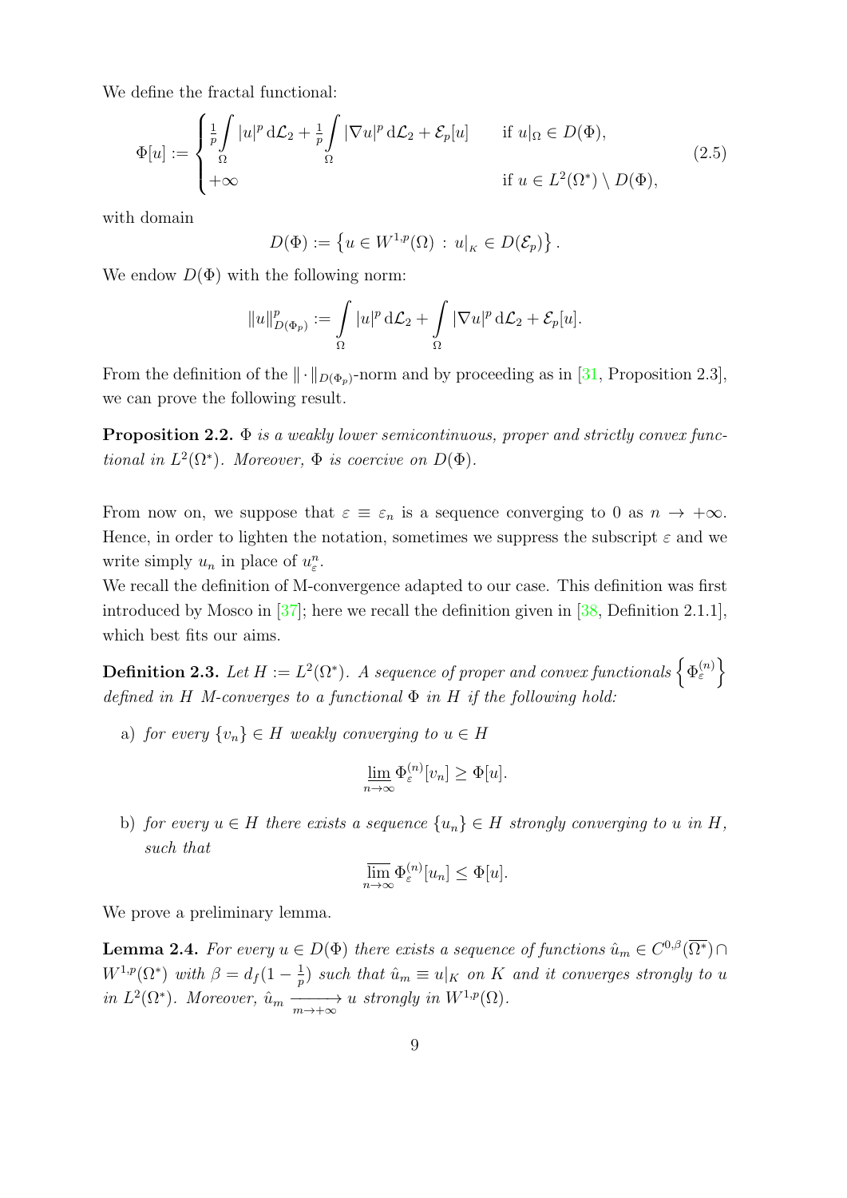We define the fractal functional:

$$
\Phi[u] := \begin{cases} \frac{1}{p}\displaystyle\int_{\Omega} |u|^p \, \mathrm{d}\mathcal{L}_2 + \frac{1}{p}\displaystyle\int_{\Omega} |\nabla u|^p \, \mathrm{d}\mathcal{L}_2 + \mathcal{E}_p[u] & \text{if } u|_\Omega \in D(\Phi), \\ +\infty & \text{if } u \in L^2(\Omega^*) \setminus D(\Phi), \end{cases} \tag{2.5}
$$

with domain

$$
D(\Phi) := \left\{ u \in W^{1,p}(\Omega) \, : \, u|_{_K} \in D(\mathcal{E}_p) \right\}.
$$

We endow $D(\Phi)$ with the following norm:

$$
\|u\|^p_{D(\Phi_p)} := \int_{\Omega} |u|^p \, \mathrm{d}\mathcal{L}_2 + \int_{\Omega} |\nabla u|^p \, \mathrm{d}\mathcal{L}_2 + \mathcal{E}_p[u].
$$

From the definition of the $\|\cdot\|_{D(\Phi_p)}$-norm and by proceeding as in [31, Proposition 2.3], we can prove the following result.

**Proposition 2.2.** *$\Phi$ is a weakly lower semicontinuous, proper and strictly convex functional in $L^2(\Omega^*)$. Moreover, $\Phi$ is coercive on $D(\Phi)$.*

From now on, we suppose that $\varepsilon \equiv \varepsilon_n$ is a sequence converging to 0 as $n \to +\infty$. Hence, in order to lighten the notation, sometimes we suppress the subscript $\varepsilon$ and we write simply $u_n$ in place of $u^n_\varepsilon$.

We recall the definition of M-convergence adapted to our case. This definition was first introduced by Mosco in [37]; here we recall the definition given in [38, Definition 2.1.1], which best fits our aims.

**Definition 2.3.** *Let $H := L^2(\Omega^*)$. A sequence of proper and convex functionals $\left\{\Phi^{(n)}_\varepsilon\right\}$ defined in $H$ M-converges to a functional $\Phi$ in $H$ if the following hold:*

a) *for every $\{v_n\} \in H$ weakly converging to $u \in H$*

$$
\varliminf_{n\to\infty} \Phi^{(n)}_\varepsilon[v_n] \geq \Phi[u].
$$

b) *for every $u \in H$ there exists a sequence $\{u_n\} \in H$ strongly converging to $u$ in $H$, such that*

$$
\varlimsup_{n\to\infty} \Phi^{(n)}_\varepsilon[u_n] \leq \Phi[u].
$$

We prove a preliminary lemma.

**Lemma 2.4.** *For every $u \in D(\Phi)$ there exists a sequence of functions $\hat{u}_m \in C^{0,\beta}(\overline{\Omega^*}) \cap W^{1,p}(\Omega^*)$ with $\beta = d_f(1 - \frac{1}{p})$ such that $\hat{u}_m \equiv u|_K$ on $K$ and it converges strongly to $u$ in $L^2(\Omega^*)$. Moreover, $\hat{u}_m \xrightarrow[m\to+\infty]{} u$ strongly in $W^{1,p}(\Omega)$.*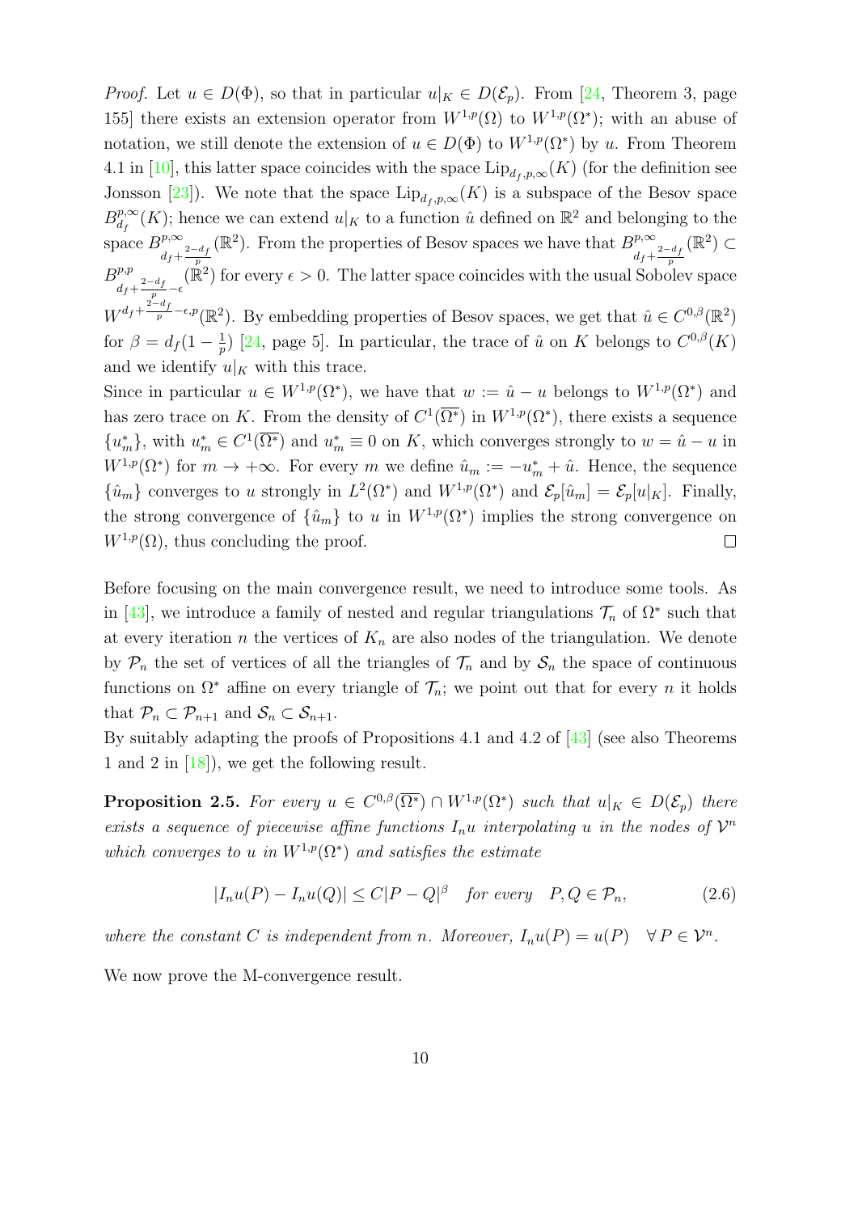*Proof.* Let $u \in D(\Phi)$, so that in particular $u|_K \in D(\mathcal{E}_p)$. From [24, Theorem 3, page 155] there exists an extension operator from $W^{1,p}(\Omega)$ to $W^{1,p}(\Omega^*)$; with an abuse of notation, we still denote the extension of $u \in D(\Phi)$ to $W^{1,p}(\Omega^*)$ by $u$. From Theorem 4.1 in [10], this latter space coincides with the space $\text{Lip}_{d_f,p,\infty}(K)$ (for the definition see Jonsson [23]). We note that the space $\text{Lip}_{d_f,p,\infty}(K)$ is a subspace of the Besov space $B^{p,\infty}_{d_f}(K)$; hence we can extend $u|_K$ to a function $\hat{u}$ defined on $\mathbb{R}^2$ and belonging to the space $B^{p,\infty}_{d_f+\frac{2-d_f}{p}}(\mathbb{R}^2)$. From the properties of Besov spaces we have that $B^{p,\infty}_{d_f+\frac{2-d_f}{p}}(\mathbb{R}^2) \subset B^{p,p}_{d_f+\frac{2-d_f}{p}-\epsilon}(\mathbb{R}^2)$ for every $\epsilon > 0$. The latter space coincides with the usual Sobolev space $W^{d_f+\frac{2-d_f}{p}-\epsilon,p}(\mathbb{R}^2)$. By embedding properties of Besov spaces, we get that $\hat{u} \in C^{0,\beta}(\mathbb{R}^2)$ for $\beta = d_f(1-\frac{1}{p})$ [24, page 5]. In particular, the trace of $\hat{u}$ on $K$ belongs to $C^{0,\beta}(K)$ and we identify $u|_K$ with this trace.

Since in particular $u \in W^{1,p}(\Omega^*)$, we have that $w := \hat{u} - u$ belongs to $W^{1,p}(\Omega^*)$ and has zero trace on $K$. From the density of $C^1(\overline{\Omega^*})$ in $W^{1,p}(\Omega^*)$, there exists a sequence $\{u^*_m\}$, with $u^*_m \in C^1(\overline{\Omega^*})$ and $u^*_m \equiv 0$ on $K$, which converges strongly to $w = \hat{u} - u$ in $W^{1,p}(\Omega^*)$ for $m \to +\infty$. For every $m$ we define $\hat{u}_m := -u^*_m + \hat{u}$. Hence, the sequence $\{\hat{u}_m\}$ converges to $u$ strongly in $L^2(\Omega^*)$ and $W^{1,p}(\Omega^*)$ and $\mathcal{E}_p[\hat{u}_m] = \mathcal{E}_p[u|_K]$. Finally, the strong convergence of $\{\hat{u}_m\}$ to $u$ in $W^{1,p}(\Omega^*)$ implies the strong convergence on $W^{1,p}(\Omega)$, thus concluding the proof. $\square$

Before focusing on the main convergence result, we need to introduce some tools. As in [43], we introduce a family of nested and regular triangulations $\mathcal{T}_n$ of $\Omega^*$ such that at every iteration $n$ the vertices of $K_n$ are also nodes of the triangulation. We denote by $\mathcal{P}_n$ the set of vertices of all the triangles of $\mathcal{T}_n$ and by $\mathcal{S}_n$ the space of continuous functions on $\Omega^*$ affine on every triangle of $\mathcal{T}_n$; we point out that for every $n$ it holds that $\mathcal{P}_n \subset \mathcal{P}_{n+1}$ and $\mathcal{S}_n \subset \mathcal{S}_{n+1}$.

By suitably adapting the proofs of Propositions 4.1 and 4.2 of [43] (see also Theorems 1 and 2 in [18]), we get the following result.

**Proposition 2.5.** *For every $u \in C^{0,\beta}(\overline{\Omega^*}) \cap W^{1,p}(\Omega^*)$ such that $u|_K \in D(\mathcal{E}_p)$ there exists a sequence of piecewise affine functions $I_n u$ interpolating $u$ in the nodes of $\mathcal{V}^n$ which converges to $u$ in $W^{1,p}(\Omega^*)$ and satisfies the estimate*

$$|I_n u(P) - I_n u(Q)| \leq C|P-Q|^\beta \quad \textit{for every} \quad P, Q \in \mathcal{P}_n, \tag{2.6}$$

*where the constant $C$ is independent from $n$. Moreover, $I_n u(P) = u(P) \quad \forall\, P \in \mathcal{V}^n$.*

We now prove the M-convergence result.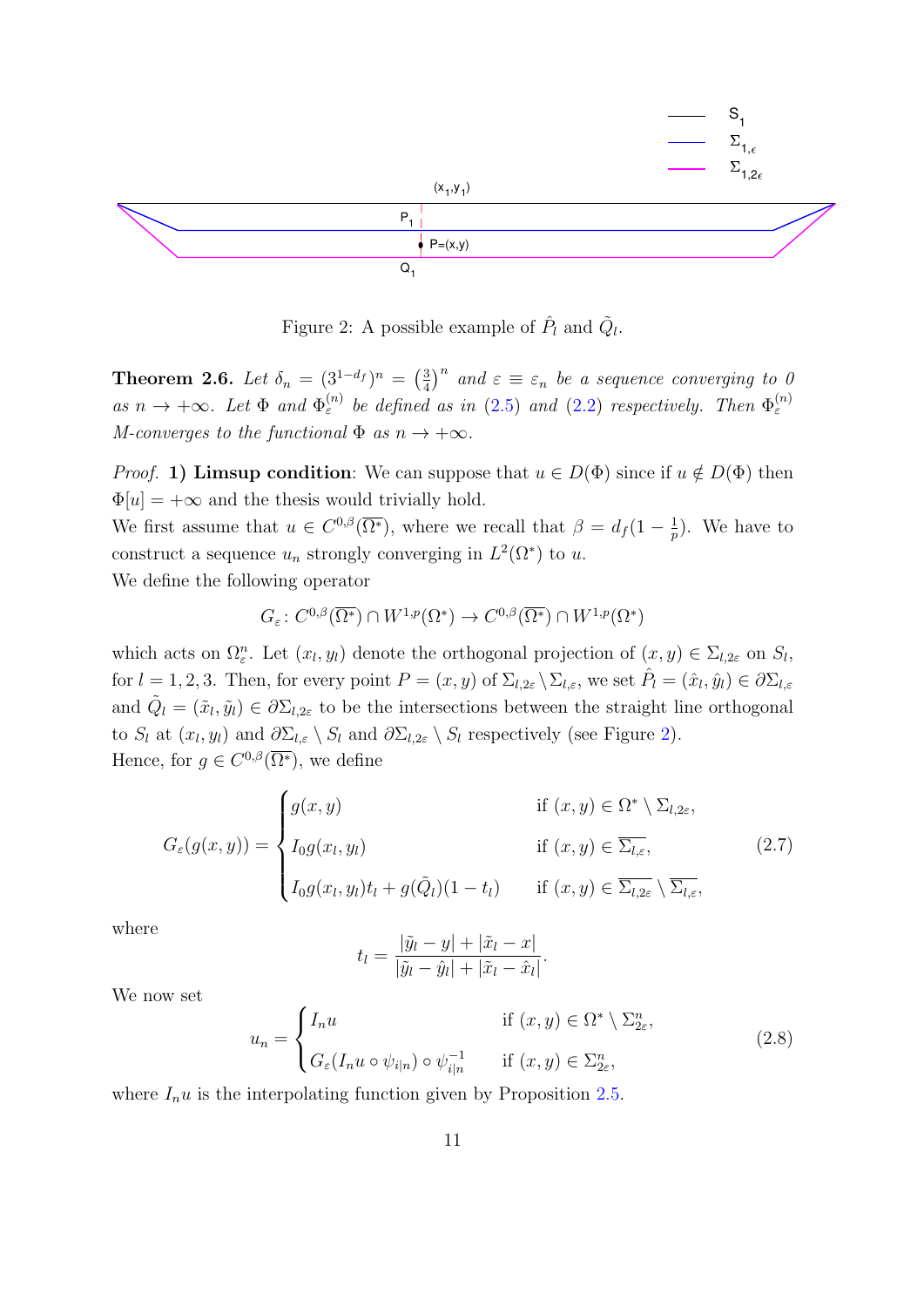Figure 2: A possible example of $\hat{P}_l$ and $\tilde{Q}_l$.

**Theorem 2.6.** *Let $\delta_n = (3^{1-d_f})^n = \left(\frac{3}{4}\right)^n$ and $\varepsilon \equiv \varepsilon_n$ be a sequence converging to 0 as $n \to +\infty$. Let $\Phi$ and $\Phi_\varepsilon^{(n)}$ be defined as in (2.5) and (2.2) respectively. Then $\Phi_\varepsilon^{(n)}$ M-converges to the functional $\Phi$ as $n \to +\infty$.*

*Proof.* **1) Limsup condition**: We can suppose that $u \in D(\Phi)$ since if $u \notin D(\Phi)$ then $\Phi[u] = +\infty$ and the thesis would trivially hold.

We first assume that $u \in C^{0,\beta}(\overline{\Omega^*})$, where we recall that $\beta = d_f(1 - \frac{1}{p})$. We have to construct a sequence $u_n$ strongly converging in $L^2(\Omega^*)$ to $u$.

We define the following operator

$$G_\varepsilon \colon C^{0,\beta}(\overline{\Omega^*}) \cap W^{1,p}(\Omega^*) \to C^{0,\beta}(\overline{\Omega^*}) \cap W^{1,p}(\Omega^*)$$

which acts on $\Omega_\varepsilon^n$. Let $(x_l, y_l)$ denote the orthogonal projection of $(x, y) \in \Sigma_{l,2\varepsilon}$ on $S_l$, for $l = 1, 2, 3$. Then, for every point $P = (x, y)$ of $\Sigma_{l,2\varepsilon} \setminus \Sigma_{l,\varepsilon}$, we set $\hat{P}_l = (\hat{x}_l, \hat{y}_l) \in \partial\Sigma_{l,\varepsilon}$ and $\tilde{Q}_l = (\tilde{x}_l, \tilde{y}_l) \in \partial\Sigma_{l,2\varepsilon}$ to be the intersections between the straight line orthogonal to $S_l$ at $(x_l, y_l)$ and $\partial\Sigma_{l,\varepsilon} \setminus S_l$ and $\partial\Sigma_{l,2\varepsilon} \setminus S_l$ respectively (see Figure 2).

Hence, for $g \in C^{0,\beta}(\overline{\Omega^*})$, we define

$$G_\varepsilon(g(x,y)) = \begin{cases} g(x,y) & \text{if } (x,y) \in \Omega^* \setminus \Sigma_{l,2\varepsilon}, \\ I_0 g(x_l, y_l) & \text{if } (x,y) \in \overline{\Sigma_{l,\varepsilon}}, \\ I_0 g(x_l, y_l) t_l + g(\tilde{Q}_l)(1 - t_l) & \text{if } (x,y) \in \overline{\Sigma_{l,2\varepsilon}} \setminus \overline{\Sigma_{l,\varepsilon}}, \end{cases} \tag{2.7}$$

where

$$t_l = \frac{|\tilde{y}_l - y| + |\tilde{x}_l - x|}{|\tilde{y}_l - \hat{y}_l| + |\tilde{x}_l - \hat{x}_l|}.$$

We now set

$$u_n = \begin{cases} I_n u & \text{if } (x,y) \in \Omega^* \setminus \Sigma_{2\varepsilon}^n, \\ G_\varepsilon(I_n u \circ \psi_{i|n}) \circ \psi_{i|n}^{-1} & \text{if } (x,y) \in \Sigma_{2\varepsilon}^n, \end{cases} \tag{2.8}$$

where $I_n u$ is the interpolating function given by Proposition 2.5.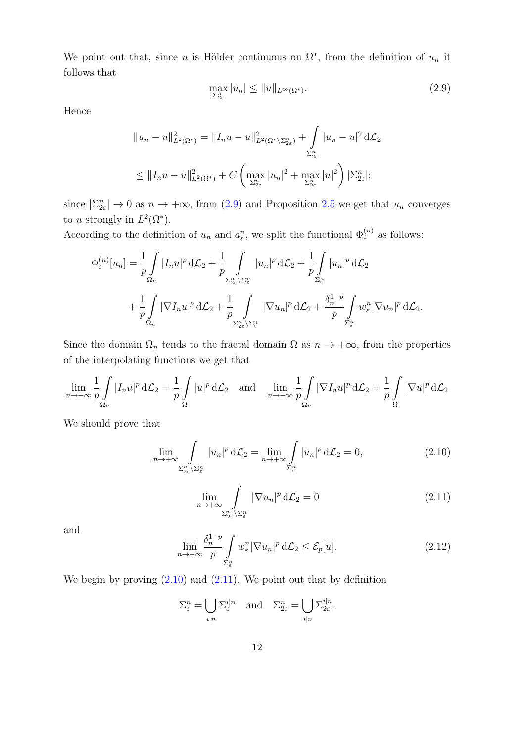We point out that, since $u$ is Hölder continuous on $\Omega^*$, from the definition of $u_n$ it follows that

$$\max_{\Sigma_{2\varepsilon}^n} |u_n| \leq \|u\|_{L^\infty(\Omega^*)}. \tag{2.9}$$

Hence

$$\|u_n - u\|^2_{L^2(\Omega^*)} = \|I_n u - u\|^2_{L^2(\Omega^* \setminus \Sigma_{2\varepsilon}^n)} + \int_{\Sigma_{2\varepsilon}^n} |u_n - u|^2 \, \mathrm{d}\mathcal{L}_2$$

$$\leq \|I_n u - u\|^2_{L^2(\Omega^*)} + C \left( \max_{\Sigma_{2\varepsilon}^n} |u_n|^2 + \max_{\Sigma_{2\varepsilon}^n} |u|^2 \right) |\Sigma_{2\varepsilon}^n|;$$

since $|\Sigma_{2\varepsilon}^n| \to 0$ as $n \to +\infty$, from (2.9) and Proposition 2.5 we get that $u_n$ converges to $u$ strongly in $L^2(\Omega^*)$.

According to the definition of $u_n$ and $a_\varepsilon^n$, we split the functional $\Phi_\varepsilon^{(n)}$ as follows:

$$\Phi_\varepsilon^{(n)}[u_n] = \frac{1}{p} \int_{\Omega_n} |I_n u|^p \, \mathrm{d}\mathcal{L}_2 + \frac{1}{p} \int_{\Sigma_{2\varepsilon}^n \setminus \Sigma_\varepsilon^n} |u_n|^p \, \mathrm{d}\mathcal{L}_2 + \frac{1}{p} \int_{\Sigma_\varepsilon^n} |u_n|^p \, \mathrm{d}\mathcal{L}_2$$

$$+ \frac{1}{p} \int_{\Omega_n} |\nabla I_n u|^p \, \mathrm{d}\mathcal{L}_2 + \frac{1}{p} \int_{\Sigma_{2\varepsilon}^n \setminus \Sigma_\varepsilon^n} |\nabla u_n|^p \, \mathrm{d}\mathcal{L}_2 + \frac{\delta_n^{1-p}}{p} \int_{\Sigma_\varepsilon^n} w_\varepsilon^n |\nabla u_n|^p \, \mathrm{d}\mathcal{L}_2.$$

Since the domain $\Omega_n$ tends to the fractal domain $\Omega$ as $n \to +\infty$, from the properties of the interpolating functions we get that

$$\lim_{n \to +\infty} \frac{1}{p} \int_{\Omega_n} |I_n u|^p \, \mathrm{d}\mathcal{L}_2 = \frac{1}{p} \int_{\Omega} |u|^p \, \mathrm{d}\mathcal{L}_2 \quad \text{and} \quad \lim_{n \to +\infty} \frac{1}{p} \int_{\Omega_n} |\nabla I_n u|^p \, \mathrm{d}\mathcal{L}_2 = \frac{1}{p} \int_{\Omega} |\nabla u|^p \, \mathrm{d}\mathcal{L}_2$$

We should prove that

$$\lim_{n \to +\infty} \int_{\Sigma_{2\varepsilon}^n \setminus \Sigma_\varepsilon^n} |u_n|^p \, \mathrm{d}\mathcal{L}_2 = \lim_{n \to +\infty} \int_{\Sigma_\varepsilon^n} |u_n|^p \, \mathrm{d}\mathcal{L}_2 = 0, \tag{2.10}$$

$$\lim_{n \to +\infty} \int_{\Sigma_{2\varepsilon}^n \setminus \Sigma_\varepsilon^n} |\nabla u_n|^p \, \mathrm{d}\mathcal{L}_2 = 0 \tag{2.11}$$

and

$$\overline{\lim_{n \to +\infty}} \frac{\delta_n^{1-p}}{p} \int_{\Sigma_\varepsilon^n} w_\varepsilon^n |\nabla u_n|^p \, \mathrm{d}\mathcal{L}_2 \leq \mathcal{E}_p[u]. \tag{2.12}$$

We begin by proving (2.10) and (2.11). We point out that by definition

$$\Sigma_\varepsilon^n = \bigcup_{i|n} \Sigma_\varepsilon^{i|n} \quad \text{and} \quad \Sigma_{2\varepsilon}^n = \bigcup_{i|n} \Sigma_{2\varepsilon}^{i|n}.$$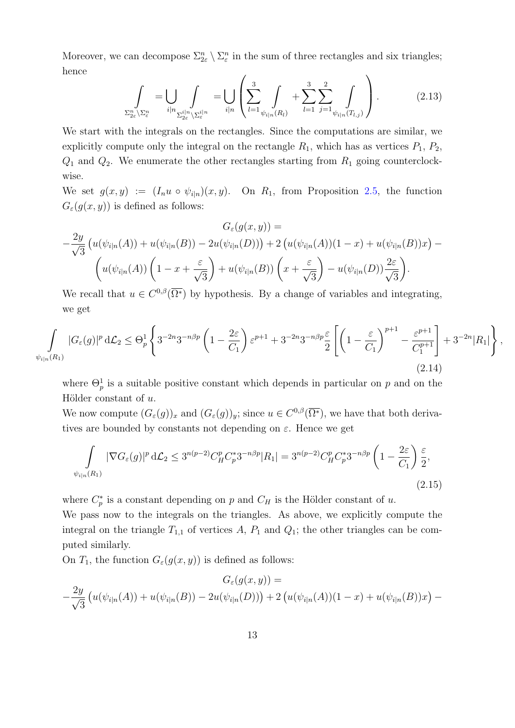Moreover, we can decompose $\Sigma_{2\varepsilon}^n \setminus \Sigma_\varepsilon^n$ in the sum of three rectangles and six triangles; hence

$$\int\limits_{\Sigma_{2\varepsilon}^n \setminus \Sigma_\varepsilon^n} = \bigcup_{i|n} \int\limits_{\Sigma_{2\varepsilon}^{i|n} \setminus \Sigma_\varepsilon^{i|n}} = \bigcup_{i|n} \left( \sum_{l=1}^{3} \int\limits_{\psi_{i|n}(R_l)} + \sum_{l=1}^{3} \sum_{j=1}^{2} \int\limits_{\psi_{i|n}(T_{l,j})} \right). \tag{2.13}$$

We start with the integrals on the rectangles. Since the computations are similar, we explicitly compute only the integral on the rectangle $R_1$, which has as vertices $P_1$, $P_2$, $Q_1$ and $Q_2$. We enumerate the other rectangles starting from $R_1$ going counterclockwise.

We set $g(x,y) := (I_n u \circ \psi_{i|n})(x,y)$. On $R_1$, from Proposition 2.5, the function $G_\varepsilon(g(x,y))$ is defined as follows:

$$G_\varepsilon(g(x,y)) =$$
$$-\frac{2y}{\sqrt{3}} \left( u(\psi_{i|n}(A)) + u(\psi_{i|n}(B)) - 2u(\psi_{i|n}(D)) \right) + 2 \left( u(\psi_{i|n}(A))(1-x) + u(\psi_{i|n}(B))x \right) -$$
$$\left( u(\psi_{i|n}(A)) \left(1 - x + \frac{\varepsilon}{\sqrt{3}}\right) + u(\psi_{i|n}(B)) \left(x + \frac{\varepsilon}{\sqrt{3}}\right) - u(\psi_{i|n}(D)) \frac{2\varepsilon}{\sqrt{3}} \right).$$

We recall that $u \in C^{0,\beta}(\overline{\Omega^*})$ by hypothesis. By a change of variables and integrating, we get

$$\int\limits_{\psi_{i|n}(R_1)} |G_\varepsilon(g)|^p \, \mathrm{d}\mathcal{L}_2 \leq \Theta_p^1 \left\{ 3^{-2n} 3^{-n\beta p} \left(1 - \frac{2\varepsilon}{C_1}\right) \varepsilon^{p+1} + 3^{-2n} 3^{-n\beta p} \frac{\varepsilon}{2} \left[ \left(1 - \frac{\varepsilon}{C_1}\right)^{p+1} - \frac{\varepsilon^{p+1}}{C_1^{p+1}} \right] + 3^{-2n} |R_1| \right\}, \tag{2.14}$$

where $\Theta_p^1$ is a suitable positive constant which depends in particular on $p$ and on the Hölder constant of $u$.

We now compute $(G_\varepsilon(g))_x$ and $(G_\varepsilon(g))_y$; since $u \in C^{0,\beta}(\overline{\Omega^*})$, we have that both derivatives are bounded by constants not depending on $\varepsilon$. Hence we get

$$\int\limits_{\psi_{i|n}(R_1)} |\nabla G_\varepsilon(g)|^p \, \mathrm{d}\mathcal{L}_2 \leq 3^{n(p-2)} C_H^p C_p^* 3^{-n\beta p} |R_1| = 3^{n(p-2)} C_H^p C_p^* 3^{-n\beta p} \left(1 - \frac{2\varepsilon}{C_1}\right) \frac{\varepsilon}{2}, \tag{2.15}$$

where $C_p^*$ is a constant depending on $p$ and $C_H$ is the Hölder constant of $u$.

We pass now to the integrals on the triangles. As above, we explicitly compute the integral on the triangle $T_{1,1}$ of vertices $A$, $P_1$ and $Q_1$; the other triangles can be computed similarly.

On $T_1$, the function $G_\varepsilon(g(x,y))$ is defined as follows:

$$G_\varepsilon(g(x,y)) =$$
$$-\frac{2y}{\sqrt{3}} \left( u(\psi_{i|n}(A)) + u(\psi_{i|n}(B)) - 2u(\psi_{i|n}(D)) \right) + 2 \left( u(\psi_{i|n}(A))(1-x) + u(\psi_{i|n}(B))x \right) -$$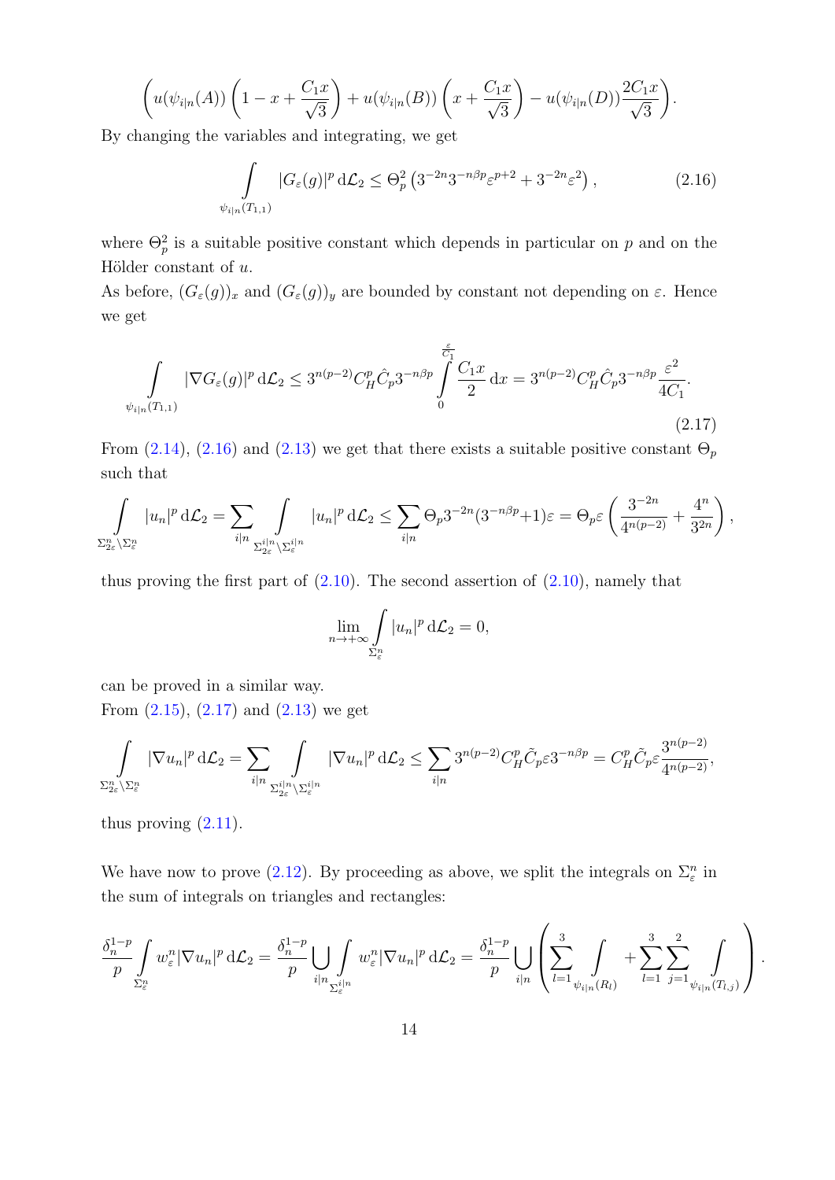$$\left( u(\psi_{i|n}(A)) \left( 1 - x + \frac{C_1 x}{\sqrt{3}} \right) + u(\psi_{i|n}(B)) \left( x + \frac{C_1 x}{\sqrt{3}} \right) - u(\psi_{i|n}(D)) \frac{2C_1 x}{\sqrt{3}} \right).$$

By changing the variables and integrating, we get

$$\int\limits_{\psi_{i|n}(T_{1,1})} |G_\varepsilon(g)|^p \, \mathrm{d}\mathcal{L}_2 \leq \Theta_p^2 \left( 3^{-2n} 3^{-n\beta p} \varepsilon^{p+2} + 3^{-2n} \varepsilon^2 \right), \tag{2.16}$$

where $\Theta_p^2$ is a suitable positive constant which depends in particular on $p$ and on the Hölder constant of $u$.

As before, $(G_\varepsilon(g))_x$ and $(G_\varepsilon(g))_y$ are bounded by constant not depending on $\varepsilon$. Hence we get

$$\int\limits_{\psi_{i|n}(T_{1,1})} |\nabla G_\varepsilon(g)|^p \, \mathrm{d}\mathcal{L}_2 \leq 3^{n(p-2)} C_H^p \hat{C}_p 3^{-n\beta p} \int\limits_0^{\frac{\varepsilon}{C_1}} \frac{C_1 x}{2} \, \mathrm{d}x = 3^{n(p-2)} C_H^p \hat{C}_p 3^{-n\beta p} \frac{\varepsilon^2}{4C_1}. \tag{2.17}$$

From (2.14), (2.16) and (2.13) we get that there exists a suitable positive constant $\Theta_p$ such that

$$\int\limits_{\Sigma_{2\varepsilon}^n \setminus \Sigma_\varepsilon^n} |u_n|^p \, \mathrm{d}\mathcal{L}_2 = \sum_{i|n} \int\limits_{\Sigma_{2\varepsilon}^{i|n} \setminus \Sigma_\varepsilon^{i|n}} |u_n|^p \, \mathrm{d}\mathcal{L}_2 \leq \sum_{i|n} \Theta_p 3^{-2n} (3^{-n\beta p} + 1) \varepsilon = \Theta_p \varepsilon \left( \frac{3^{-2n}}{4^{n(p-2)}} + \frac{4^n}{3^{2n}} \right),$$

thus proving the first part of (2.10). The second assertion of (2.10), namely that

$$\lim_{n \to +\infty} \int\limits_{\Sigma_\varepsilon^n} |u_n|^p \, \mathrm{d}\mathcal{L}_2 = 0,$$

can be proved in a similar way.

From (2.15), (2.17) and (2.13) we get

$$\int\limits_{\Sigma_{2\varepsilon}^n \setminus \Sigma_\varepsilon^n} |\nabla u_n|^p \, \mathrm{d}\mathcal{L}_2 = \sum_{i|n} \int\limits_{\Sigma_{2\varepsilon}^{i|n} \setminus \Sigma_\varepsilon^{i|n}} |\nabla u_n|^p \, \mathrm{d}\mathcal{L}_2 \leq \sum_{i|n} 3^{n(p-2)} C_H^p \tilde{C}_p \varepsilon 3^{-n\beta p} = C_H^p \tilde{C}_p \varepsilon \frac{3^{n(p-2)}}{4^{n(p-2)}},$$

thus proving (2.11).

We have now to prove (2.12). By proceeding as above, we split the integrals on $\Sigma_\varepsilon^n$ in the sum of integrals on triangles and rectangles:

$$\frac{\delta_n^{1-p}}{p} \int\limits_{\Sigma_\varepsilon^n} w_\varepsilon^n |\nabla u_n|^p \, \mathrm{d}\mathcal{L}_2 = \frac{\delta_n^{1-p}}{p} \bigcup_{i|n} \int\limits_{\Sigma_\varepsilon^{i|n}} w_\varepsilon^n |\nabla u_n|^p \, \mathrm{d}\mathcal{L}_2 = \frac{\delta_n^{1-p}}{p} \bigcup_{i|n} \left( \sum_{l=1}^{3} \int\limits_{\psi_{i|n}(R_l)} + \sum_{l=1}^{3} \sum_{j=1}^{2} \int\limits_{\psi_{i|n}(T_{l,j})} \right).$$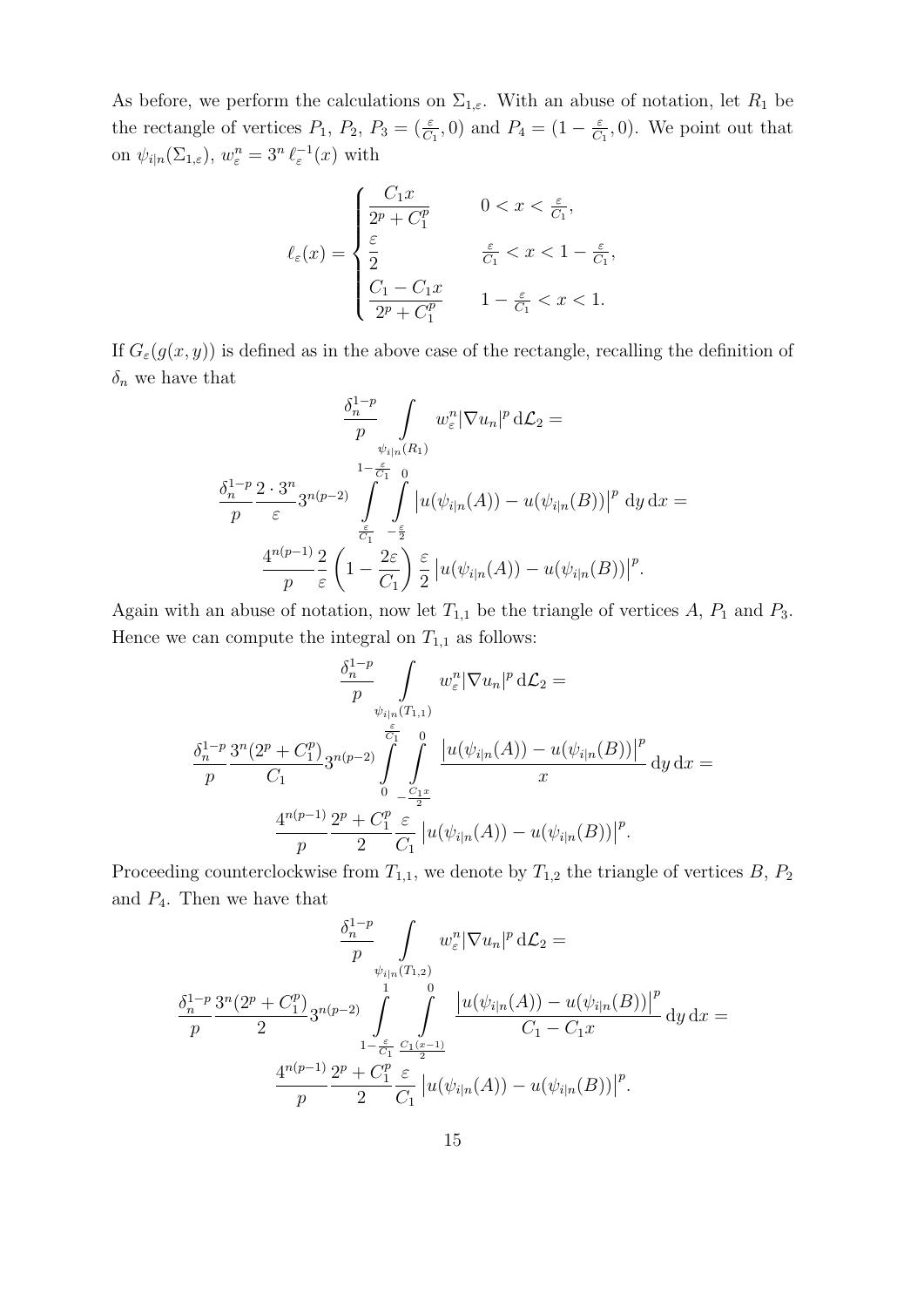As before, we perform the calculations on $\Sigma_{1,\varepsilon}$. With an abuse of notation, let $R_1$ be the rectangle of vertices $P_1$, $P_2$, $P_3 = (\frac{\varepsilon}{C_1}, 0)$ and $P_4 = (1 - \frac{\varepsilon}{C_1}, 0)$. We point out that on $\psi_{i|n}(\Sigma_{1,\varepsilon})$, $w_\varepsilon^n = 3^n \, \ell_\varepsilon^{-1}(x)$ with

$$
\ell_\varepsilon(x) = \begin{cases} \dfrac{C_1 x}{2^p + C_1^p} & 0 < x < \frac{\varepsilon}{C_1}, \\ \dfrac{\varepsilon}{2} & \frac{\varepsilon}{C_1} < x < 1 - \frac{\varepsilon}{C_1}, \\ \dfrac{C_1 - C_1 x}{2^p + C_1^p} & 1 - \frac{\varepsilon}{C_1} < x < 1. \end{cases}
$$

If $G_\varepsilon(g(x, y))$ is defined as in the above case of the rectangle, recalling the definition of $\delta_n$ we have that

$$
\frac{\delta_n^{1-p}}{p} \int_{\psi_{i|n}(R_1)} w_\varepsilon^n |\nabla u_n|^p \, \mathrm{d}\mathcal{L}_2 =
$$

$$
\frac{\delta_n^{1-p}}{p} \frac{2 \cdot 3^n}{\varepsilon} 3^{n(p-2)} \int_{\frac{\varepsilon}{C_1}}^{1-\frac{\varepsilon}{C_1}} \int_{-\frac{\varepsilon}{2}}^{0} \left| u(\psi_{i|n}(A)) - u(\psi_{i|n}(B)) \right|^p \, \mathrm{d}y \, \mathrm{d}x =
$$

$$
\frac{4^{n(p-1)}}{p} \frac{2}{\varepsilon} \left( 1 - \frac{2\varepsilon}{C_1} \right) \frac{\varepsilon}{2} \left| u(\psi_{i|n}(A)) - u(\psi_{i|n}(B)) \right|^p.
$$

Again with an abuse of notation, now let $T_{1,1}$ be the triangle of vertices $A$, $P_1$ and $P_3$. Hence we can compute the integral on $T_{1,1}$ as follows:

$$
\frac{\delta_n^{1-p}}{p} \int_{\psi_{i|n}(T_{1,1})} w_\varepsilon^n |\nabla u_n|^p \, \mathrm{d}\mathcal{L}_2 =
$$

$$
\frac{\delta_n^{1-p}}{p} \frac{3^n (2^p + C_1^p)}{C_1} 3^{n(p-2)} \int_{0}^{\frac{\varepsilon}{C_1}} \int_{-\frac{C_1 x}{2}}^{0} \frac{\left| u(\psi_{i|n}(A)) - u(\psi_{i|n}(B)) \right|^p}{x} \, \mathrm{d}y \, \mathrm{d}x =
$$

$$
\frac{4^{n(p-1)}}{p} \frac{2^p + C_1^p}{2} \frac{\varepsilon}{C_1} \left| u(\psi_{i|n}(A)) - u(\psi_{i|n}(B)) \right|^p.
$$

Proceeding counterclockwise from $T_{1,1}$, we denote by $T_{1,2}$ the triangle of vertices $B$, $P_2$ and $P_4$. Then we have that

$$
\frac{\delta_n^{1-p}}{p} \int_{\psi_{i|n}(T_{1,2})} w_\varepsilon^n |\nabla u_n|^p \, \mathrm{d}\mathcal{L}_2 =
$$

$$
\frac{\delta_n^{1-p}}{p} \frac{3^n (2^p + C_1^p)}{2} 3^{n(p-2)} \int_{1-\frac{\varepsilon}{C_1}}^{1} \int_{\frac{C_1(x-1)}{2}}^{0} \frac{\left| u(\psi_{i|n}(A)) - u(\psi_{i|n}(B)) \right|^p}{C_1 - C_1 x} \, \mathrm{d}y \, \mathrm{d}x =
$$

$$
\frac{4^{n(p-1)}}{p} \frac{2^p + C_1^p}{2} \frac{\varepsilon}{C_1} \left| u(\psi_{i|n}(A)) - u(\psi_{i|n}(B)) \right|^p.
$$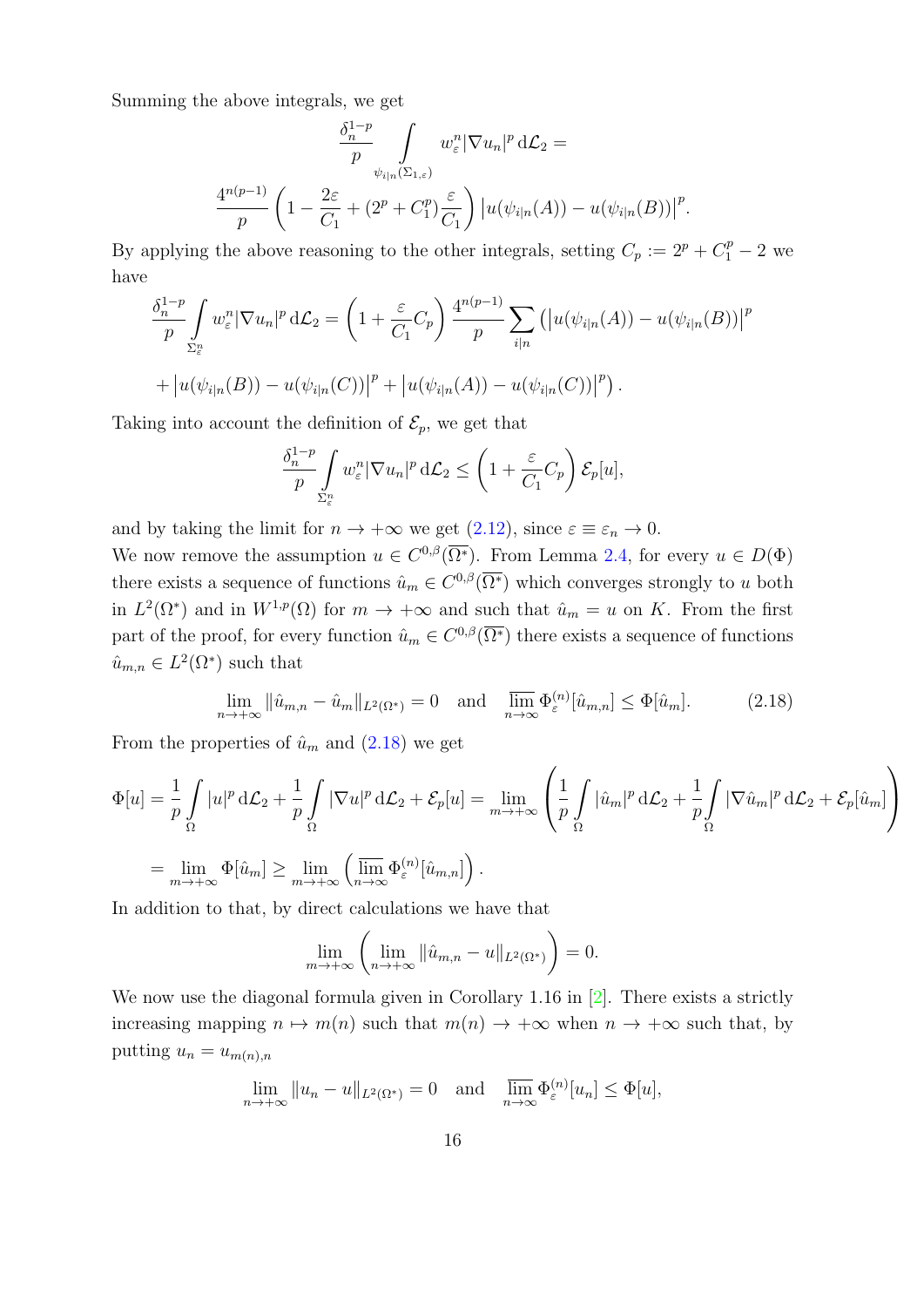Summing the above integrals, we get

$$\frac{\delta_n^{1-p}}{p} \int\limits_{\psi_{i|n}(\Sigma_{1,\varepsilon})} w_\varepsilon^n |\nabla u_n|^p \,\mathrm{d}\mathcal{L}_2 =$$

$$\frac{4^{n(p-1)}}{p} \left(1 - \frac{2\varepsilon}{C_1} + (2^p + C_1^p)\frac{\varepsilon}{C_1}\right) \left|u(\psi_{i|n}(A)) - u(\psi_{i|n}(B))\right|^p.$$

By applying the above reasoning to the other integrals, setting $C_p := 2^p + C_1^p - 2$ we have

$$\frac{\delta_n^{1-p}}{p} \int\limits_{\Sigma_\varepsilon^n} w_\varepsilon^n |\nabla u_n|^p \,\mathrm{d}\mathcal{L}_2 = \left(1 + \frac{\varepsilon}{C_1} C_p\right) \frac{4^{n(p-1)}}{p} \sum_{i|n} \left(\left|u(\psi_{i|n}(A)) - u(\psi_{i|n}(B))\right|^p\right.$$

$$\left. + \left|u(\psi_{i|n}(B)) - u(\psi_{i|n}(C))\right|^p + \left|u(\psi_{i|n}(A)) - u(\psi_{i|n}(C))\right|^p\right).$$

Taking into account the definition of $\mathcal{E}_p$, we get that

$$\frac{\delta_n^{1-p}}{p} \int\limits_{\Sigma_\varepsilon^n} w_\varepsilon^n |\nabla u_n|^p \,\mathrm{d}\mathcal{L}_2 \leq \left(1 + \frac{\varepsilon}{C_1} C_p\right) \mathcal{E}_p[u],$$

and by taking the limit for $n \to +\infty$ we get (2.12), since $\varepsilon \equiv \varepsilon_n \to 0$.
We now remove the assumption $u \in C^{0,\beta}(\overline{\Omega^*})$. From Lemma 2.4, for every $u \in D(\Phi)$ there exists a sequence of functions $\hat{u}_m \in C^{0,\beta}(\overline{\Omega^*})$ which converges strongly to $u$ both in $L^2(\Omega^*)$ and in $W^{1,p}(\Omega)$ for $m \to +\infty$ and such that $\hat{u}_m = u$ on $K$. From the first part of the proof, for every function $\hat{u}_m \in C^{0,\beta}(\overline{\Omega^*})$ there exists a sequence of functions $\hat{u}_{m,n} \in L^2(\Omega^*)$ such that

$$\lim_{n\to+\infty} \|\hat{u}_{m,n} - \hat{u}_m\|_{L^2(\Omega^*)} = 0 \quad \text{and} \quad \varlimsup_{n\to\infty} \Phi_\varepsilon^{(n)}[\hat{u}_{m,n}] \leq \Phi[\hat{u}_m]. \tag{2.18}$$

From the properties of $\hat{u}_m$ and (2.18) we get

$$\Phi[u] = \frac{1}{p}\int\limits_\Omega |u|^p \,\mathrm{d}\mathcal{L}_2 + \frac{1}{p}\int\limits_\Omega |\nabla u|^p \,\mathrm{d}\mathcal{L}_2 + \mathcal{E}_p[u] = \lim_{m\to+\infty}\left(\frac{1}{p}\int\limits_\Omega |\hat{u}_m|^p \,\mathrm{d}\mathcal{L}_2 + \frac{1}{p}\int\limits_\Omega |\nabla \hat{u}_m|^p \,\mathrm{d}\mathcal{L}_2 + \mathcal{E}_p[\hat{u}_m]\right)$$

$$= \lim_{m\to+\infty} \Phi[\hat{u}_m] \geq \lim_{m\to+\infty}\left(\varlimsup_{n\to\infty} \Phi_\varepsilon^{(n)}[\hat{u}_{m,n}]\right).$$

In addition to that, by direct calculations we have that

$$\lim_{m\to+\infty}\left(\lim_{n\to+\infty} \|\hat{u}_{m,n} - u\|_{L^2(\Omega^*)}\right) = 0.$$

We now use the diagonal formula given in Corollary 1.16 in [2]. There exists a strictly increasing mapping $n \mapsto m(n)$ such that $m(n) \to +\infty$ when $n \to +\infty$ such that, by putting $u_n = u_{m(n),n}$

$$\lim_{n\to+\infty} \|u_n - u\|_{L^2(\Omega^*)} = 0 \quad \text{and} \quad \varlimsup_{n\to\infty} \Phi_\varepsilon^{(n)}[u_n] \leq \Phi[u],$$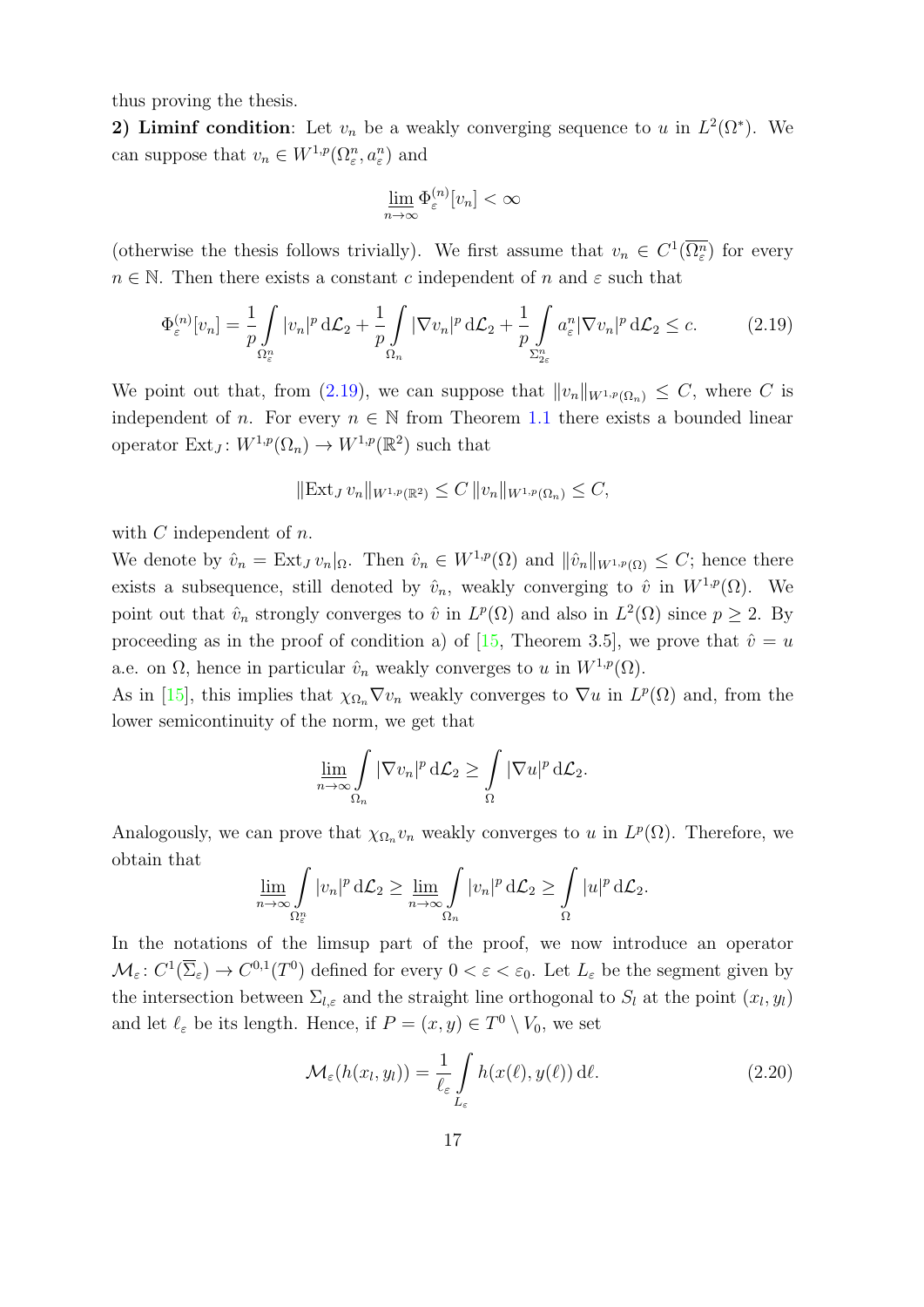thus proving the thesis.

**2) Liminf condition**: Let $v_n$ be a weakly converging sequence to $u$ in $L^2(\Omega^*)$. We can suppose that $v_n \in W^{1,p}(\Omega^n_\varepsilon, a^n_\varepsilon)$ and

$$\varliminf_{n\to\infty} \Phi^{(n)}_\varepsilon[v_n] < \infty$$

(otherwise the thesis follows trivially). We first assume that $v_n \in C^1(\overline{\Omega^n_\varepsilon})$ for every $n \in \mathbb{N}$. Then there exists a constant $c$ independent of $n$ and $\varepsilon$ such that

$$\Phi^{(n)}_\varepsilon[v_n] = \frac{1}{p}\int\limits_{\Omega^n_\varepsilon} |v_n|^p \,\mathrm{d}\mathcal{L}_2 + \frac{1}{p}\int\limits_{\Omega_n} |\nabla v_n|^p \,\mathrm{d}\mathcal{L}_2 + \frac{1}{p}\int\limits_{\Sigma^n_{2\varepsilon}} a^n_\varepsilon |\nabla v_n|^p \,\mathrm{d}\mathcal{L}_2 \leq c. \tag{2.19}$$

We point out that, from (2.19), we can suppose that $\|v_n\|_{W^{1,p}(\Omega_n)} \leq C$, where $C$ is independent of $n$. For every $n \in \mathbb{N}$ from Theorem 1.1 there exists a bounded linear operator $\mathrm{Ext}_J \colon W^{1,p}(\Omega_n) \to W^{1,p}(\mathbb{R}^2)$ such that

$$\|\mathrm{Ext}_J\, v_n\|_{W^{1,p}(\mathbb{R}^2)} \leq C\, \|v_n\|_{W^{1,p}(\Omega_n)} \leq C,$$

with $C$ independent of $n$.

We denote by $\hat{v}_n = \mathrm{Ext}_J\, v_n|_\Omega$. Then $\hat{v}_n \in W^{1,p}(\Omega)$ and $\|\hat{v}_n\|_{W^{1,p}(\Omega)} \leq C$; hence there exists a subsequence, still denoted by $\hat{v}_n$, weakly converging to $\hat{v}$ in $W^{1,p}(\Omega)$. We point out that $\hat{v}_n$ strongly converges to $\hat{v}$ in $L^p(\Omega)$ and also in $L^2(\Omega)$ since $p \geq 2$. By proceeding as in the proof of condition a) of [15, Theorem 3.5], we prove that $\hat{v} = u$ a.e. on $\Omega$, hence in particular $\hat{v}_n$ weakly converges to $u$ in $W^{1,p}(\Omega)$.

As in [15], this implies that $\chi_{\Omega_n} \nabla v_n$ weakly converges to $\nabla u$ in $L^p(\Omega)$ and, from the lower semicontinuity of the norm, we get that

$$\varliminf_{n\to\infty} \int\limits_{\Omega_n} |\nabla v_n|^p \,\mathrm{d}\mathcal{L}_2 \geq \int\limits_{\Omega} |\nabla u|^p \,\mathrm{d}\mathcal{L}_2.$$

Analogously, we can prove that $\chi_{\Omega_n} v_n$ weakly converges to $u$ in $L^p(\Omega)$. Therefore, we obtain that

$$\varliminf_{n\to\infty} \int\limits_{\Omega^n_\varepsilon} |v_n|^p \,\mathrm{d}\mathcal{L}_2 \geq \varliminf_{n\to\infty} \int\limits_{\Omega_n} |v_n|^p \,\mathrm{d}\mathcal{L}_2 \geq \int\limits_{\Omega} |u|^p \,\mathrm{d}\mathcal{L}_2.$$

In the notations of the limsup part of the proof, we now introduce an operator $\mathcal{M}_\varepsilon \colon C^1(\overline{\Sigma}_\varepsilon) \to C^{0,1}(T^0)$ defined for every $0 < \varepsilon < \varepsilon_0$. Let $L_\varepsilon$ be the segment given by the intersection between $\Sigma_{l,\varepsilon}$ and the straight line orthogonal to $S_l$ at the point $(x_l, y_l)$ and let $\ell_\varepsilon$ be its length. Hence, if $P = (x, y) \in T^0 \setminus V_0$, we set

$$\mathcal{M}_\varepsilon(h(x_l, y_l)) = \frac{1}{\ell_\varepsilon}\int\limits_{L_\varepsilon} h(x(\ell), y(\ell)) \,\mathrm{d}\ell. \tag{2.20}$$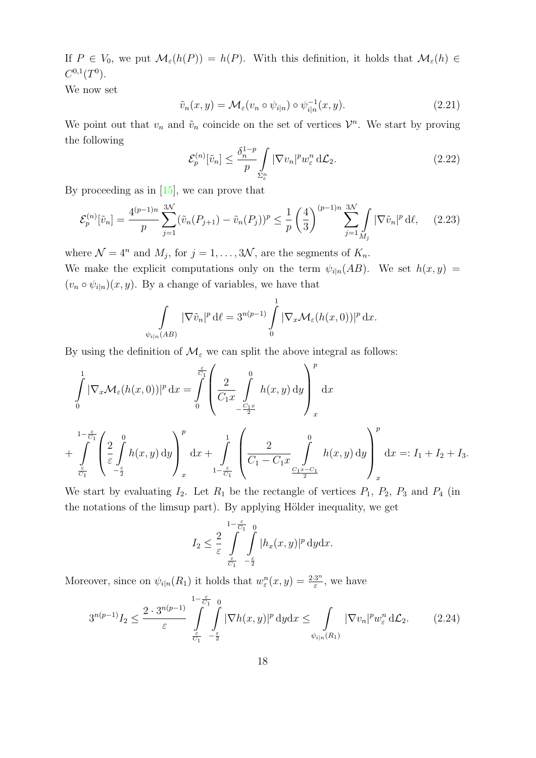If $P \in V_0$, we put $\mathcal{M}_\varepsilon(h(P)) = h(P)$. With this definition, it holds that $\mathcal{M}_\varepsilon(h) \in C^{0,1}(T^0)$.

We now set

$$\tilde{v}_n(x,y) = \mathcal{M}_\varepsilon(v_n \circ \psi_{i|n}) \circ \psi_{i|n}^{-1}(x,y). \tag{2.21}$$

We point out that $v_n$ and $\tilde{v}_n$ coincide on the set of vertices $\mathcal{V}^n$. We start by proving the following

$$\mathcal{E}_p^{(n)}[\tilde{v}_n] \leq \frac{\delta_n^{1-p}}{p} \int_{\Sigma_\varepsilon^n} |\nabla v_n|^p w_\varepsilon^n \, \mathrm{d}\mathcal{L}_2. \tag{2.22}$$

By proceeding as in [15], we can prove that

$$\mathcal{E}_p^{(n)}[\tilde{v}_n] = \frac{4^{(p-1)n}}{p} \sum_{j=1}^{3\mathcal{N}} (\tilde{v}_n(P_{j+1}) - \tilde{v}_n(P_j))^p \leq \frac{1}{p}\left(\frac{4}{3}\right)^{(p-1)n} \sum_{j=1}^{3\mathcal{N}} \int_{M_j} |\nabla \tilde{v}_n|^p \, \mathrm{d}\ell, \tag{2.23}$$

where $\mathcal{N} = 4^n$ and $M_j$, for $j = 1, \ldots, 3\mathcal{N}$, are the segments of $K_n$.

We make the explicit computations only on the term $\psi_{i|n}(AB)$. We set $h(x,y) = (v_n \circ \psi_{i|n})(x,y)$. By a change of variables, we have that

$$\int_{\psi_{i|n}(AB)} |\nabla \tilde{v}_n|^p \, \mathrm{d}\ell = 3^{n(p-1)} \int_0^1 |\nabla_x \mathcal{M}_\varepsilon(h(x,0))|^p \, \mathrm{d}x.$$

By using the definition of $\mathcal{M}_\varepsilon$ we can split the above integral as follows:

$$\int_0^1 |\nabla_x \mathcal{M}_\varepsilon(h(x,0))|^p \, \mathrm{d}x = \int_0^{\frac{\varepsilon}{C_1}} \left( \frac{2}{C_1 x} \int_{-\frac{C_1 x}{2}}^0 h(x,y) \, \mathrm{d}y \right)_x^p \mathrm{d}x$$

$$+ \int_{\frac{\varepsilon}{C_1}}^{1-\frac{\varepsilon}{C_1}} \left( \frac{2}{\varepsilon} \int_{-\frac{\varepsilon}{2}}^0 h(x,y) \, \mathrm{d}y \right)_x^p \mathrm{d}x + \int_{1-\frac{\varepsilon}{C_1}}^1 \left( \frac{2}{C_1 - C_1 x} \int_{\frac{C_1 x - C_1}{2}}^0 h(x,y) \, \mathrm{d}y \right)_x^p \mathrm{d}x =: I_1 + I_2 + I_3.$$

We start by evaluating $I_2$. Let $R_1$ be the rectangle of vertices $P_1$, $P_2$, $P_3$ and $P_4$ (in the notations of the limsup part). By applying Hölder inequality, we get

$$I_2 \leq \frac{2}{\varepsilon} \int_{\frac{\varepsilon}{C_1}}^{1-\frac{\varepsilon}{C_1}} \int_{-\frac{\varepsilon}{2}}^0 |h_x(x,y)|^p \, \mathrm{d}y\mathrm{d}x.$$

Moreover, since on $\psi_{i|n}(R_1)$ it holds that $w_\varepsilon^n(x,y) = \frac{2 \cdot 3^n}{\varepsilon}$, we have

$$3^{n(p-1)} I_2 \leq \frac{2 \cdot 3^{n(p-1)}}{\varepsilon} \int_{\frac{\varepsilon}{C_1}}^{1-\frac{\varepsilon}{C_1}} \int_{-\frac{\varepsilon}{2}}^0 |\nabla h(x,y)|^p \, \mathrm{d}y\mathrm{d}x \leq \int_{\psi_{i|n}(R_1)} |\nabla v_n|^p w_\varepsilon^n \, \mathrm{d}\mathcal{L}_2. \tag{2.24}$$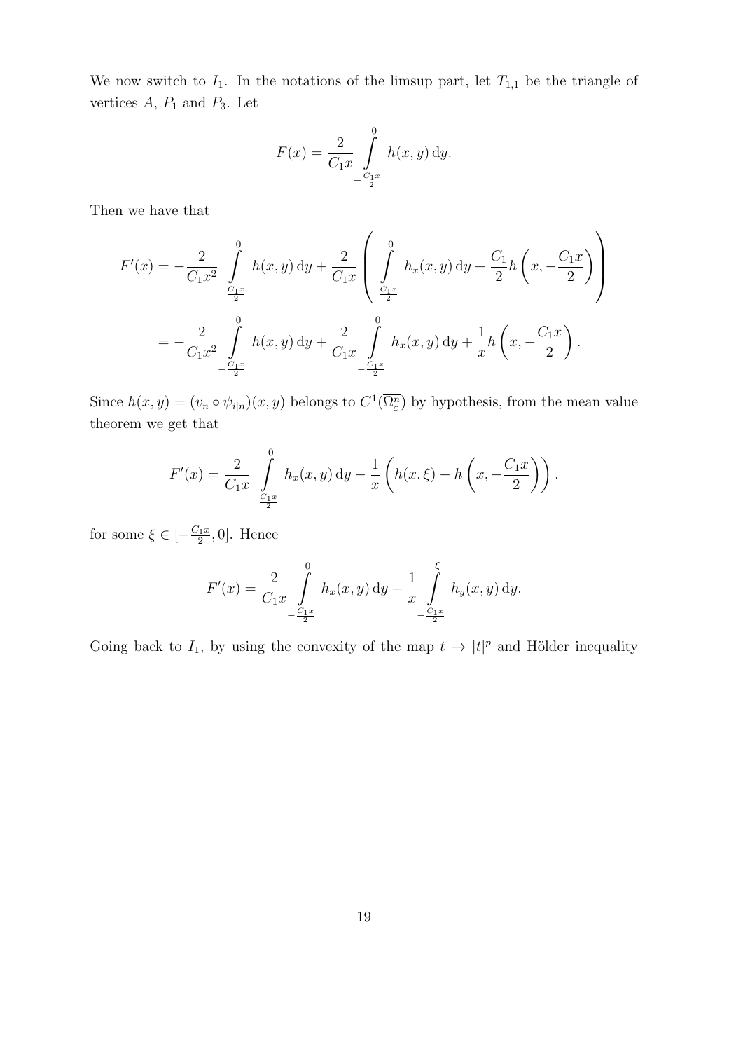We now switch to $I_1$. In the notations of the limsup part, let $T_{1,1}$ be the triangle of vertices $A$, $P_1$ and $P_3$. Let

$$F(x) = \frac{2}{C_1 x} \int_{-\frac{C_1 x}{2}}^{0} h(x,y)\,\mathrm{d}y.$$

Then we have that

$$\begin{aligned}
F'(x) &= -\frac{2}{C_1 x^2} \int_{-\frac{C_1 x}{2}}^{0} h(x,y)\,\mathrm{d}y + \frac{2}{C_1 x} \left( \int_{-\frac{C_1 x}{2}}^{0} h_x(x,y)\,\mathrm{d}y + \frac{C_1}{2} h\left(x, -\frac{C_1 x}{2}\right) \right) \\
&= -\frac{2}{C_1 x^2} \int_{-\frac{C_1 x}{2}}^{0} h(x,y)\,\mathrm{d}y + \frac{2}{C_1 x} \int_{-\frac{C_1 x}{2}}^{0} h_x(x,y)\,\mathrm{d}y + \frac{1}{x} h\left(x, -\frac{C_1 x}{2}\right).
\end{aligned}$$

Since $h(x,y) = (v_n \circ \psi_{i|n})(x,y)$ belongs to $C^1(\overline{\Omega^n_\varepsilon})$ by hypothesis, from the mean value theorem we get that

$$F'(x) = \frac{2}{C_1 x} \int_{-\frac{C_1 x}{2}}^{0} h_x(x,y)\,\mathrm{d}y - \frac{1}{x}\left( h(x,\xi) - h\left(x, -\frac{C_1 x}{2}\right)\right),$$

for some $\xi \in [-\frac{C_1 x}{2}, 0]$. Hence

$$F'(x) = \frac{2}{C_1 x} \int_{-\frac{C_1 x}{2}}^{0} h_x(x,y)\,\mathrm{d}y - \frac{1}{x} \int_{-\frac{C_1 x}{2}}^{\xi} h_y(x,y)\,\mathrm{d}y.$$

Going back to $I_1$, by using the convexity of the map $t \to |t|^p$ and Hölder inequality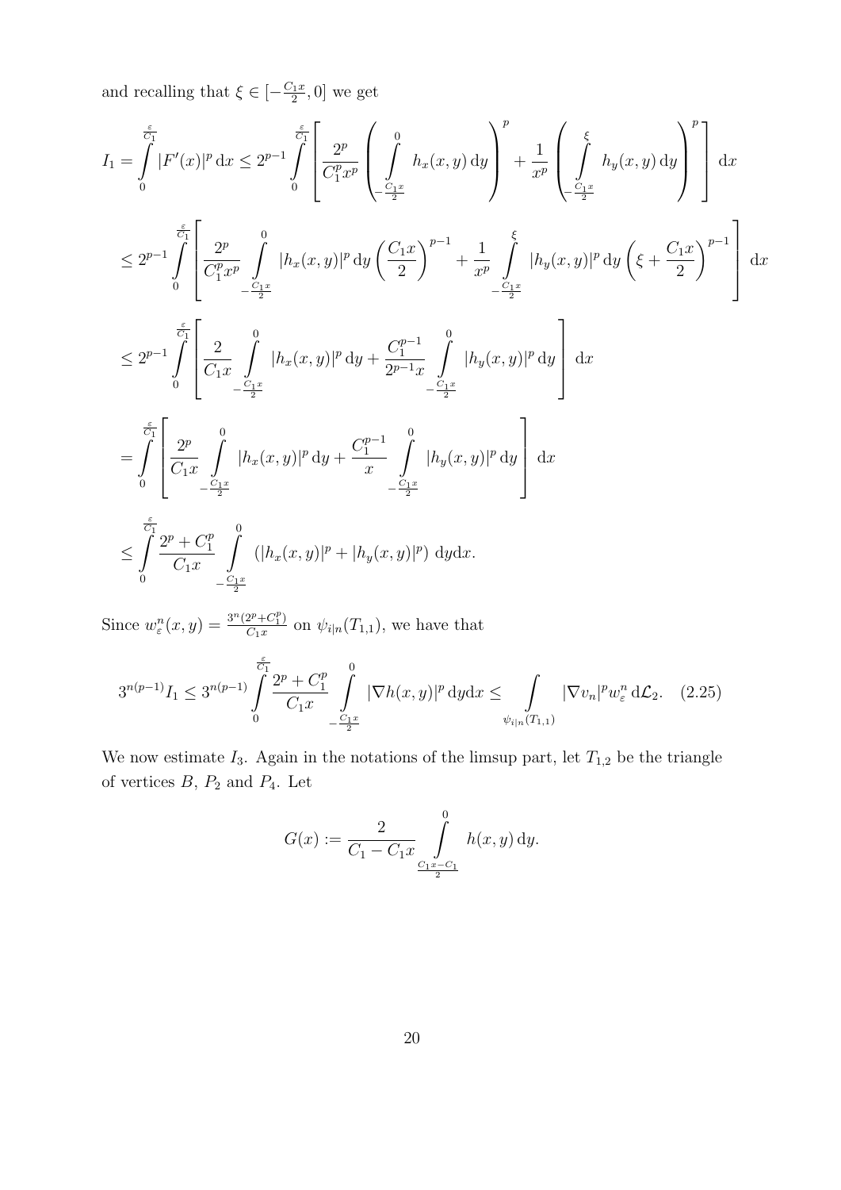and recalling that $\xi \in [-\frac{C_1 x}{2}, 0]$ we get

$$
\begin{aligned}
I_1 = \int_0^{\frac{\varepsilon}{C_1}} |F'(x)|^p \, \mathrm{d}x &\leq 2^{p-1} \int_0^{\frac{\varepsilon}{C_1}} \left[ \frac{2^p}{C_1^p x^p} \left( \int_{-\frac{C_1 x}{2}}^{0} h_x(x,y) \, \mathrm{d}y \right)^p + \frac{1}{x^p} \left( \int_{-\frac{C_1 x}{2}}^{\xi} h_y(x,y) \, \mathrm{d}y \right)^p \right] \mathrm{d}x \\
&\leq 2^{p-1} \int_0^{\frac{\varepsilon}{C_1}} \left[ \frac{2^p}{C_1^p x^p} \int_{-\frac{C_1 x}{2}}^{0} |h_x(x,y)|^p \, \mathrm{d}y \left( \frac{C_1 x}{2} \right)^{p-1} + \frac{1}{x^p} \int_{-\frac{C_1 x}{2}}^{\xi} |h_y(x,y)|^p \, \mathrm{d}y \left( \xi + \frac{C_1 x}{2} \right)^{p-1} \right] \mathrm{d}x \\
&\leq 2^{p-1} \int_0^{\frac{\varepsilon}{C_1}} \left[ \frac{2}{C_1 x} \int_{-\frac{C_1 x}{2}}^{0} |h_x(x,y)|^p \, \mathrm{d}y + \frac{C_1^{p-1}}{2^{p-1} x} \int_{-\frac{C_1 x}{2}}^{0} |h_y(x,y)|^p \, \mathrm{d}y \right] \mathrm{d}x \\
&= \int_0^{\frac{\varepsilon}{C_1}} \left[ \frac{2^p}{C_1 x} \int_{-\frac{C_1 x}{2}}^{0} |h_x(x,y)|^p \, \mathrm{d}y + \frac{C_1^{p-1}}{x} \int_{-\frac{C_1 x}{2}}^{0} |h_y(x,y)|^p \, \mathrm{d}y \right] \mathrm{d}x \\
&\leq \int_0^{\frac{\varepsilon}{C_1}} \frac{2^p + C_1^p}{C_1 x} \int_{-\frac{C_1 x}{2}}^{0} \left( |h_x(x,y)|^p + |h_y(x,y)|^p \right) \, \mathrm{d}y \mathrm{d}x.
\end{aligned}
$$

Since $w_\varepsilon^n(x,y) = \frac{3^n(2^p + C_1^p)}{C_1 x}$ on $\psi_{i|n}(T_{1,1})$, we have that

$$
3^{n(p-1)} I_1 \leq 3^{n(p-1)} \int_0^{\frac{\varepsilon}{C_1}} \frac{2^p + C_1^p}{C_1 x} \int_{-\frac{C_1 x}{2}}^{0} |\nabla h(x,y)|^p \, \mathrm{d}y \mathrm{d}x \leq \int_{\psi_{i|n}(T_{1,1})} |\nabla v_n|^p w_\varepsilon^n \, \mathrm{d}\mathcal{L}_2. \quad (2.25)
$$

We now estimate $I_3$. Again in the notations of the limsup part, let $T_{1,2}$ be the triangle of vertices $B$, $P_2$ and $P_4$. Let

$$
G(x) := \frac{2}{C_1 - C_1 x} \int_{\frac{C_1 x - C_1}{2}}^{0} h(x,y) \, \mathrm{d}y.
$$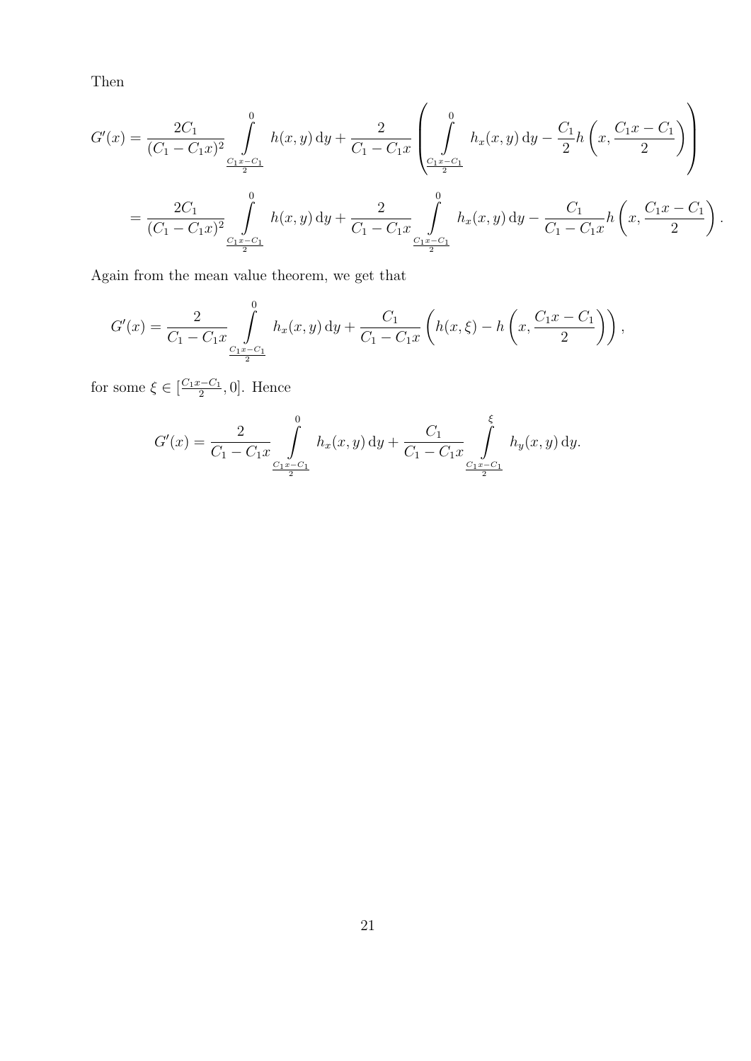Then

$$
\begin{aligned}
G'(x) &= \frac{2C_1}{(C_1 - C_1 x)^2} \int\limits_{\frac{C_1 x - C_1}{2}}^{0} h(x,y)\,\mathrm{d}y + \frac{2}{C_1 - C_1 x} \left( \int\limits_{\frac{C_1 x - C_1}{2}}^{0} h_x(x,y)\,\mathrm{d}y - \frac{C_1}{2} h\left(x, \frac{C_1 x - C_1}{2}\right) \right) \\
&= \frac{2C_1}{(C_1 - C_1 x)^2} \int\limits_{\frac{C_1 x - C_1}{2}}^{0} h(x,y)\,\mathrm{d}y + \frac{2}{C_1 - C_1 x} \int\limits_{\frac{C_1 x - C_1}{2}}^{0} h_x(x,y)\,\mathrm{d}y - \frac{C_1}{C_1 - C_1 x} h\left(x, \frac{C_1 x - C_1}{2}\right).
\end{aligned}
$$

Again from the mean value theorem, we get that

$$
G'(x) = \frac{2}{C_1 - C_1 x} \int\limits_{\frac{C_1 x - C_1}{2}}^{0} h_x(x,y)\,\mathrm{d}y + \frac{C_1}{C_1 - C_1 x} \left( h(x,\xi) - h\left(x, \frac{C_1 x - C_1}{2}\right) \right),
$$

for some $\xi \in [\frac{C_1 x - C_1}{2}, 0]$. Hence

$$
G'(x) = \frac{2}{C_1 - C_1 x} \int\limits_{\frac{C_1 x - C_1}{2}}^{0} h_x(x,y)\,\mathrm{d}y + \frac{C_1}{C_1 - C_1 x} \int\limits_{\frac{C_1 x - C_1}{2}}^{\xi} h_y(x,y)\,\mathrm{d}y.
$$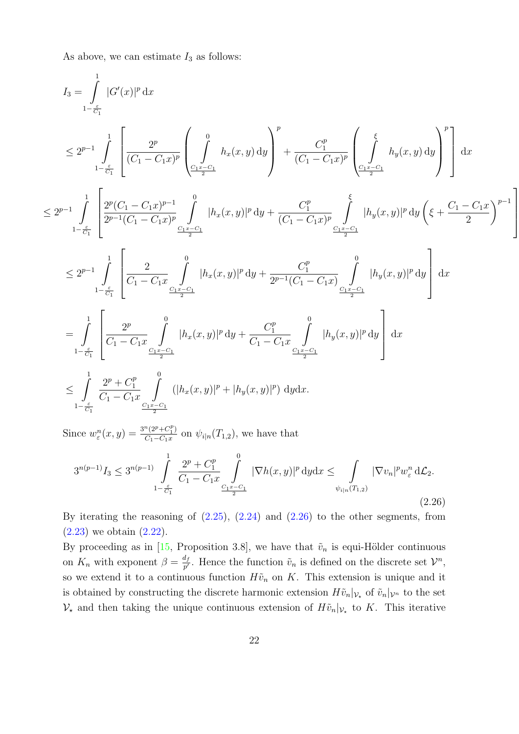As above, we can estimate $I_3$ as follows:

$$
\begin{aligned}
I_3 &= \int_{1-\frac{\varepsilon}{C_1}}^{1} |G'(x)|^p \,\mathrm{d}x \\
&\leq 2^{p-1} \int_{1-\frac{\varepsilon}{C_1}}^{1} \left[ \frac{2^p}{(C_1 - C_1 x)^p} \left( \int_{\frac{C_1 x - C_1}{2}}^{0} h_x(x,y)\,\mathrm{d}y \right)^p + \frac{C_1^p}{(C_1 - C_1 x)^p} \left( \int_{\frac{C_1 x - C_1}{2}}^{\xi} h_y(x,y)\,\mathrm{d}y \right)^p \right] \mathrm{d}x \\
&\leq 2^{p-1} \int_{1-\frac{\varepsilon}{C_1}}^{1} \left[ \frac{2^p (C_1 - C_1 x)^{p-1}}{2^{p-1}(C_1 - C_1 x)^p} \int_{\frac{C_1 x - C_1}{2}}^{0} |h_x(x,y)|^p\,\mathrm{d}y + \frac{C_1^p}{(C_1 - C_1 x)^p} \int_{\frac{C_1 x - C_1}{2}}^{\xi} |h_y(x,y)|^p\,\mathrm{d}y \left( \xi + \frac{C_1 - C_1 x}{2} \right)^{p-1} \right] \\
&\leq 2^{p-1} \int_{1-\frac{\varepsilon}{C_1}}^{1} \left[ \frac{2}{C_1 - C_1 x} \int_{\frac{C_1 x - C_1}{2}}^{0} |h_x(x,y)|^p\,\mathrm{d}y + \frac{C_1^p}{2^{p-1}(C_1 - C_1 x)} \int_{\frac{C_1 x - C_1}{2}}^{0} |h_y(x,y)|^p\,\mathrm{d}y \right] \mathrm{d}x \\
&= \int_{1-\frac{\varepsilon}{C_1}}^{1} \left[ \frac{2^p}{C_1 - C_1 x} \int_{\frac{C_1 x - C_1}{2}}^{0} |h_x(x,y)|^p\,\mathrm{d}y + \frac{C_1^p}{C_1 - C_1 x} \int_{\frac{C_1 x - C_1}{2}}^{0} |h_y(x,y)|^p\,\mathrm{d}y \right] \mathrm{d}x \\
&\leq \int_{1-\frac{\varepsilon}{C_1}}^{1} \frac{2^p + C_1^p}{C_1 - C_1 x} \int_{\frac{C_1 x - C_1}{2}}^{0} \left( |h_x(x,y)|^p + |h_y(x,y)|^p \right) \mathrm{d}y\mathrm{d}x.
\end{aligned}
$$

Since $w_\varepsilon^n(x,y) = \frac{3^n(2^p + C_1^p)}{C_1 - C_1 x}$ on $\psi_{i|n}(T_{1,2})$, we have that

$$
3^{n(p-1)} I_3 \leq 3^{n(p-1)} \int_{1-\frac{\varepsilon}{C_1}}^{1} \frac{2^p + C_1^p}{C_1 - C_1 x} \int_{\frac{C_1 x - C_1}{2}}^{0} |\nabla h(x,y)|^p\,\mathrm{d}y\mathrm{d}x \leq \int_{\psi_{i|n}(T_{1,2})} |\nabla v_n|^p w_\varepsilon^n \,\mathrm{d}\mathcal{L}_2. \tag{2.26}
$$

By iterating the reasoning of (2.25), (2.24) and (2.26) to the other segments, from (2.23) we obtain (2.22).

By proceeding as in [15, Proposition 3.8], we have that $\tilde{v}_n$ is equi-Hölder continuous on $K_n$ with exponent $\beta = \frac{d_f}{p'}$. Hence the function $\tilde{v}_n$ is defined on the discrete set $\mathcal{V}^n$, so we extend it to a continuous function $H\tilde{v}_n$ on $K$. This extension is unique and it is obtained by constructing the discrete harmonic extension $H\tilde{v}_n|_{\mathcal{V}_\star}$ of $\tilde{v}_n|_{\mathcal{V}^n}$ to the set $\mathcal{V}_\star$ and then taking the unique continuous extension of $H\tilde{v}_n|_{\mathcal{V}_\star}$ to $K$. This iterative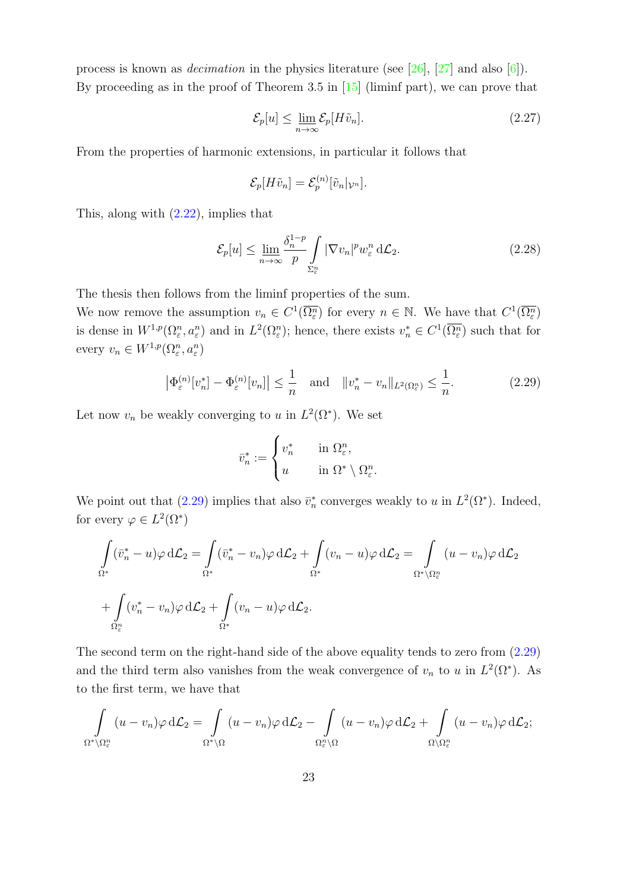process is known as *decimation* in the physics literature (see [26], [27] and also [6]). By proceeding as in the proof of Theorem 3.5 in [15] (liminf part), we can prove that

$$\mathcal{E}_p[u] \leq \varliminf_{n\to\infty} \mathcal{E}_p[H\tilde{v}_n]. \tag{2.27}$$

From the properties of harmonic extensions, in particular it follows that

$$\mathcal{E}_p[H\tilde{v}_n] = \mathcal{E}_p^{(n)}[\tilde{v}_n|_{\mathcal{V}^n}].$$

This, along with (2.22), implies that

$$\mathcal{E}_p[u] \leq \varliminf_{n\to\infty} \frac{\delta_n^{1-p}}{p} \int\limits_{\Sigma_\varepsilon^n} |\nabla v_n|^p w_\varepsilon^n \,\mathrm{d}\mathcal{L}_2. \tag{2.28}$$

The thesis then follows from the liminf properties of the sum.
We now remove the assumption $v_n \in C^1(\overline{\Omega_\varepsilon^n})$ for every $n \in \mathbb{N}$. We have that $C^1(\overline{\Omega_\varepsilon^n})$ is dense in $W^{1,p}(\Omega_\varepsilon^n, a_\varepsilon^n)$ and in $L^2(\Omega_\varepsilon^n)$; hence, there exists $v_n^* \in C^1(\overline{\Omega_\varepsilon^n})$ such that for every $v_n \in W^{1,p}(\Omega_\varepsilon^n, a_\varepsilon^n)$

$$\left|\Phi_\varepsilon^{(n)}[v_n^*] - \Phi_\varepsilon^{(n)}[v_n]\right| \leq \frac{1}{n} \quad \text{and} \quad \|v_n^* - v_n\|_{L^2(\Omega_\varepsilon^n)} \leq \frac{1}{n}. \tag{2.29}$$

Let now $v_n$ be weakly converging to $u$ in $L^2(\Omega^*)$. We set

$$\bar{v}_n^* := \begin{cases} v_n^* & \text{in } \Omega_\varepsilon^n, \\ u & \text{in } \Omega^* \setminus \Omega_\varepsilon^n. \end{cases}$$

We point out that (2.29) implies that also $\bar{v}_n^*$ converges weakly to $u$ in $L^2(\Omega^*)$. Indeed, for every $\varphi \in L^2(\Omega^*)$

$$\int\limits_{\Omega^*} (\bar{v}_n^* - u)\varphi \,\mathrm{d}\mathcal{L}_2 = \int\limits_{\Omega^*} (\bar{v}_n^* - v_n)\varphi \,\mathrm{d}\mathcal{L}_2 + \int\limits_{\Omega^*} (v_n - u)\varphi \,\mathrm{d}\mathcal{L}_2 = \int\limits_{\Omega^*\setminus\Omega_\varepsilon^n} (u - v_n)\varphi \,\mathrm{d}\mathcal{L}_2$$

$$+ \int\limits_{\Omega_\varepsilon^n} (v_n^* - v_n)\varphi \,\mathrm{d}\mathcal{L}_2 + \int\limits_{\Omega^*} (v_n - u)\varphi \,\mathrm{d}\mathcal{L}_2.$$

The second term on the right-hand side of the above equality tends to zero from (2.29) and the third term also vanishes from the weak convergence of $v_n$ to $u$ in $L^2(\Omega^*)$. As to the first term, we have that

$$\int\limits_{\Omega^*\setminus\Omega_\varepsilon^n} (u - v_n)\varphi \,\mathrm{d}\mathcal{L}_2 = \int\limits_{\Omega^*\setminus\Omega} (u - v_n)\varphi \,\mathrm{d}\mathcal{L}_2 - \int\limits_{\Omega_\varepsilon^n\setminus\Omega} (u - v_n)\varphi \,\mathrm{d}\mathcal{L}_2 + \int\limits_{\Omega\setminus\Omega_\varepsilon^n} (u - v_n)\varphi \,\mathrm{d}\mathcal{L}_2;$$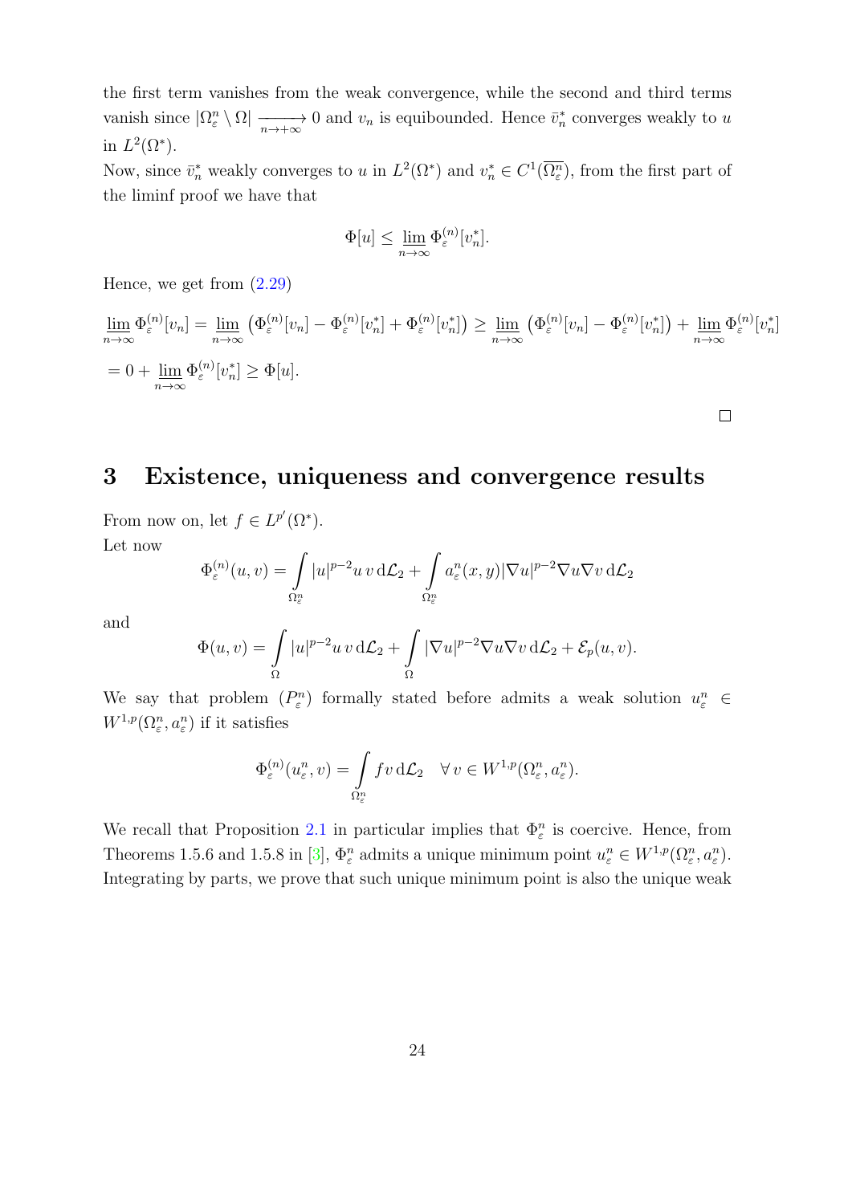the first term vanishes from the weak convergence, while the second and third terms vanish since $|\Omega_\varepsilon^n \setminus \Omega| \xrightarrow[n\to+\infty]{} 0$ and $v_n$ is equibounded. Hence $\bar{v}_n^*$ converges weakly to $u$ in $L^2(\Omega^*)$.

Now, since $\bar{v}_n^*$ weakly converges to $u$ in $L^2(\Omega^*)$ and $v_n^* \in C^1(\overline{\Omega_\varepsilon^n})$, from the first part of the liminf proof we have that

$$\Phi[u] \leq \varliminf_{n\to\infty} \Phi_\varepsilon^{(n)}[v_n^*].$$

Hence, we get from (2.29)

$$\varliminf_{n\to\infty} \Phi_\varepsilon^{(n)}[v_n] = \varliminf_{n\to\infty} \left(\Phi_\varepsilon^{(n)}[v_n] - \Phi_\varepsilon^{(n)}[v_n^*] + \Phi_\varepsilon^{(n)}[v_n^*]\right) \geq \varliminf_{n\to\infty} \left(\Phi_\varepsilon^{(n)}[v_n] - \Phi_\varepsilon^{(n)}[v_n^*]\right) + \varliminf_{n\to\infty} \Phi_\varepsilon^{(n)}[v_n^*]$$

$$= 0 + \varliminf_{n\to\infty} \Phi_\varepsilon^{(n)}[v_n^*] \geq \Phi[u].$$

□

# 3 Existence, uniqueness and convergence results

From now on, let $f \in L^{p'}(\Omega^*)$.

Let now

$$\Phi_\varepsilon^{(n)}(u, v) = \int_{\Omega_\varepsilon^n} |u|^{p-2} u\, v \,\mathrm{d}\mathcal{L}_2 + \int_{\Omega_\varepsilon^n} a_\varepsilon^n(x, y) |\nabla u|^{p-2} \nabla u \nabla v \,\mathrm{d}\mathcal{L}_2$$

and

$$\Phi(u, v) = \int_{\Omega} |u|^{p-2} u\, v \,\mathrm{d}\mathcal{L}_2 + \int_{\Omega} |\nabla u|^{p-2} \nabla u \nabla v \,\mathrm{d}\mathcal{L}_2 + \mathcal{E}_p(u, v).$$

We say that problem $(P_\varepsilon^n)$ formally stated before admits a weak solution $u_\varepsilon^n \in W^{1,p}(\Omega_\varepsilon^n, a_\varepsilon^n)$ if it satisfies

$$\Phi_\varepsilon^{(n)}(u_\varepsilon^n, v) = \int_{\Omega_\varepsilon^n} f v \,\mathrm{d}\mathcal{L}_2 \quad \forall\, v \in W^{1,p}(\Omega_\varepsilon^n, a_\varepsilon^n).$$

We recall that Proposition 2.1 in particular implies that $\Phi_\varepsilon^n$ is coercive. Hence, from Theorems 1.5.6 and 1.5.8 in [3], $\Phi_\varepsilon^n$ admits a unique minimum point $u_\varepsilon^n \in W^{1,p}(\Omega_\varepsilon^n, a_\varepsilon^n)$. Integrating by parts, we prove that such unique minimum point is also the unique weak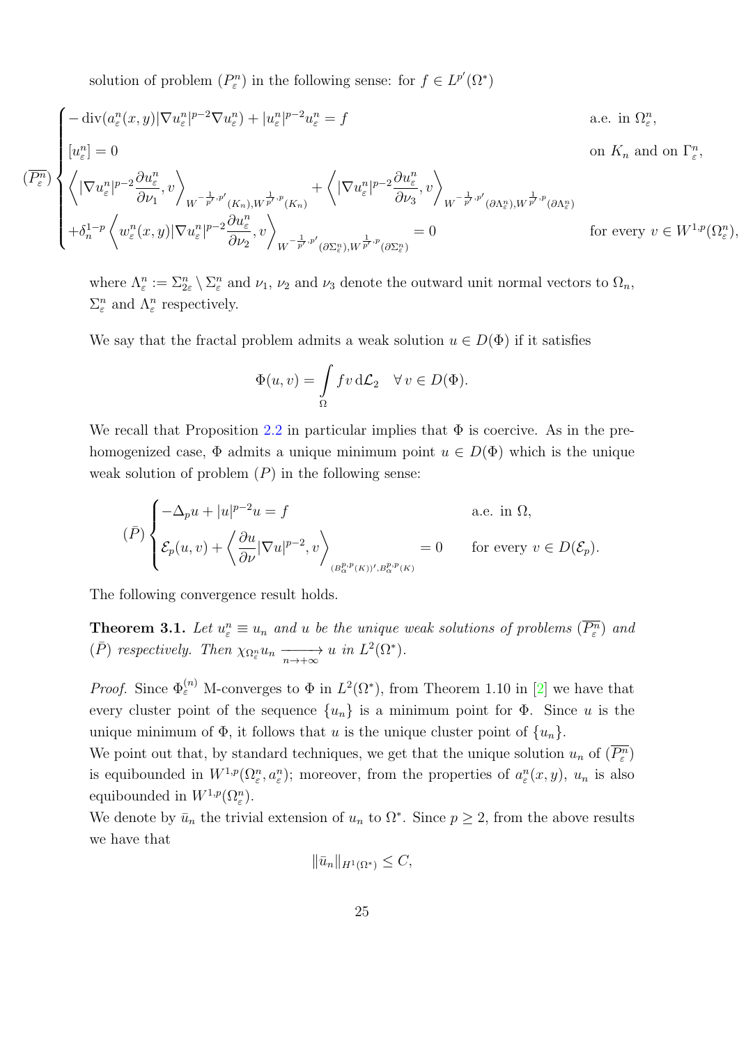solution of problem $(P^n_\varepsilon)$ in the following sense: for $f \in L^{p'}(\Omega^*)$

$$
(\overline{P^n_\varepsilon})
\begin{cases}
-\operatorname{div}(a^n_\varepsilon(x,y)|\nabla u^n_\varepsilon|^{p-2}\nabla u^n_\varepsilon) + |u^n_\varepsilon|^{p-2}u^n_\varepsilon = f & \text{a.e. in } \Omega^n_\varepsilon,\\[2mm]
[u^n_\varepsilon] = 0 & \text{on } K_n \text{ and on } \Gamma^n_\varepsilon,\\[2mm]
\left\langle |\nabla u^n_\varepsilon|^{p-2}\dfrac{\partial u^n_\varepsilon}{\partial \nu_1}, v\right\rangle_{W^{-\frac{1}{p'},p'}(K_n),W^{\frac{1}{p'},p}(K_n)} + \left\langle |\nabla u^n_\varepsilon|^{p-2}\dfrac{\partial u^n_\varepsilon}{\partial \nu_3}, v\right\rangle_{W^{-\frac{1}{p'},p'}(\partial\Lambda^n_\varepsilon),W^{\frac{1}{p'},p}(\partial\Lambda^n_\varepsilon)} & \\[2mm]
+\delta_n^{1-p}\left\langle w^n_\varepsilon(x,y)|\nabla u^n_\varepsilon|^{p-2}\dfrac{\partial u^n_\varepsilon}{\partial \nu_2}, v\right\rangle_{W^{-\frac{1}{p'},p'}(\partial\Sigma^n_\varepsilon),W^{\frac{1}{p'},p}(\partial\Sigma^n_\varepsilon)} = 0 & \text{for every } v \in W^{1,p}(\Omega^n_\varepsilon),
\end{cases}
$$

where $\Lambda^n_\varepsilon := \Sigma^n_{2\varepsilon} \setminus \Sigma^n_\varepsilon$ and $\nu_1$, $\nu_2$ and $\nu_3$ denote the outward unit normal vectors to $\Omega_n$, $\Sigma^n_\varepsilon$ and $\Lambda^n_\varepsilon$ respectively.

We say that the fractal problem admits a weak solution $u \in D(\Phi)$ if it satisfies

$$
\Phi(u,v) = \int_\Omega f v \,\mathrm{d}\mathcal{L}_2 \quad \forall\, v \in D(\Phi).
$$

We recall that Proposition 2.2 in particular implies that $\Phi$ is coercive. As in the pre-homogenized case, $\Phi$ admits a unique minimum point $u \in D(\Phi)$ which is the unique weak solution of problem $(P)$ in the following sense:

$$
(\bar{P})
\begin{cases}
-\Delta_p u + |u|^{p-2}u = f & \text{a.e. in } \Omega,\\[2mm]
\mathcal{E}_p(u,v) + \left\langle \dfrac{\partial u}{\partial \nu}|\nabla u|^{p-2}, v\right\rangle_{(B^{p,p}_\alpha(K))',B^{p,p}_\alpha(K)} = 0 & \text{for every } v \in D(\mathcal{E}_p).
\end{cases}
$$

The following convergence result holds.

**Theorem 3.1.** *Let $u^n_\varepsilon \equiv u_n$ and $u$ be the unique weak solutions of problems $(\overline{P^n_\varepsilon})$ and $(\bar{P})$ respectively. Then $\chi_{\Omega^n_\varepsilon} u_n \xrightarrow[n\to+\infty]{} u$ in $L^2(\Omega^*)$.*

*Proof.* Since $\Phi^{(n)}_\varepsilon$ M-converges to $\Phi$ in $L^2(\Omega^*)$, from Theorem 1.10 in [2] we have that every cluster point of the sequence $\{u_n\}$ is a minimum point for $\Phi$. Since $u$ is the unique minimum of $\Phi$, it follows that $u$ is the unique cluster point of $\{u_n\}$.

We point out that, by standard techniques, we get that the unique solution $u_n$ of $(\overline{P^n_\varepsilon})$ is equibounded in $W^{1,p}(\Omega^n_\varepsilon, a^n_\varepsilon)$; moreover, from the properties of $a^n_\varepsilon(x,y)$, $u_n$ is also equibounded in $W^{1,p}(\Omega^n_\varepsilon)$.

We denote by $\bar{u}_n$ the trivial extension of $u_n$ to $\Omega^*$. Since $p \geq 2$, from the above results we have that

$$
\|\bar{u}_n\|_{H^1(\Omega^*)} \leq C,
$$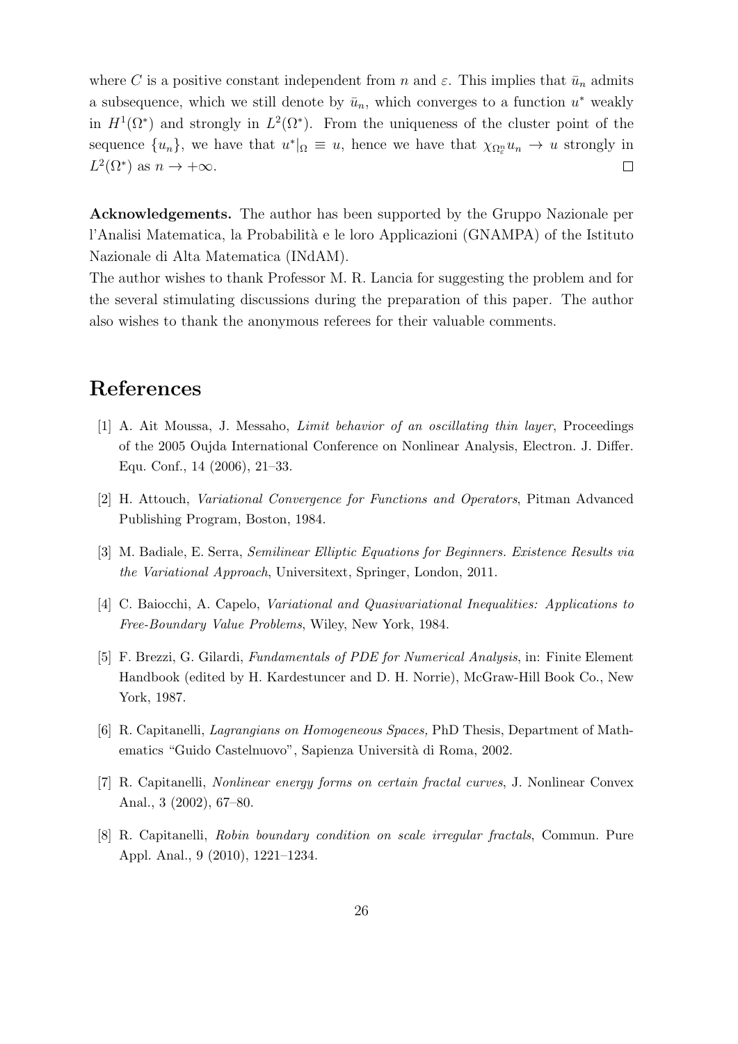where $C$ is a positive constant independent from $n$ and $\varepsilon$. This implies that $\bar{u}_n$ admits a subsequence, which we still denote by $\bar{u}_n$, which converges to a function $u^*$ weakly in $H^1(\Omega^*)$ and strongly in $L^2(\Omega^*)$. From the uniqueness of the cluster point of the sequence $\{u_n\}$, we have that $u^*|_\Omega \equiv u$, hence we have that $\chi_{\Omega^n_\varepsilon} u_n \to u$ strongly in $L^2(\Omega^*)$ as $n \to +\infty$. $\square$

**Acknowledgements.** The author has been supported by the Gruppo Nazionale per l'Analisi Matematica, la Probabilità e le loro Applicazioni (GNAMPA) of the Istituto Nazionale di Alta Matematica (INdAM).
The author wishes to thank Professor M. R. Lancia for suggesting the problem and for the several stimulating discussions during the preparation of this paper. The author also wishes to thank the anonymous referees for their valuable comments.

# References

[1] A. Ait Moussa, J. Messaho, *Limit behavior of an oscillating thin layer*, Proceedings of the 2005 Oujda International Conference on Nonlinear Analysis, Electron. J. Differ. Equ. Conf., 14 (2006), 21–33.

[2] H. Attouch, *Variational Convergence for Functions and Operators*, Pitman Advanced Publishing Program, Boston, 1984.

[3] M. Badiale, E. Serra, *Semilinear Elliptic Equations for Beginners. Existence Results via the Variational Approach*, Universitext, Springer, London, 2011.

[4] C. Baiocchi, A. Capelo, *Variational and Quasivariational Inequalities: Applications to Free-Boundary Value Problems*, Wiley, New York, 1984.

[5] F. Brezzi, G. Gilardi, *Fundamentals of PDE for Numerical Analysis*, in: Finite Element Handbook (edited by H. Kardestuncer and D. H. Norrie), McGraw-Hill Book Co., New York, 1987.

[6] R. Capitanelli, *Lagrangians on Homogeneous Spaces,* PhD Thesis, Department of Mathematics "Guido Castelnuovo", Sapienza Università di Roma, 2002.

[7] R. Capitanelli, *Nonlinear energy forms on certain fractal curves*, J. Nonlinear Convex Anal., 3 (2002), 67–80.

[8] R. Capitanelli, *Robin boundary condition on scale irregular fractals*, Commun. Pure Appl. Anal., 9 (2010), 1221–1234.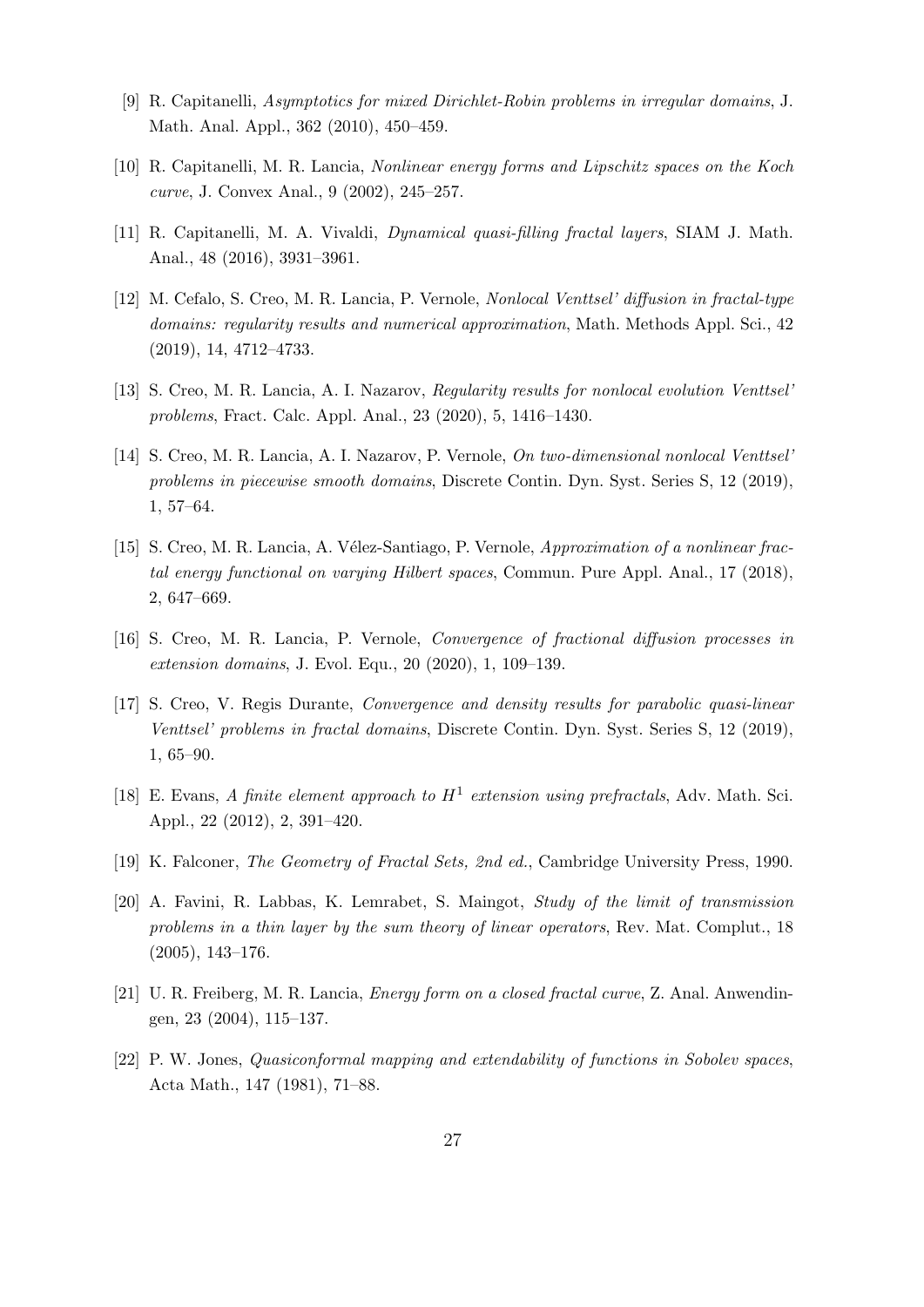[9] R. Capitanelli, *Asymptotics for mixed Dirichlet-Robin problems in irregular domains*, J. Math. Anal. Appl., 362 (2010), 450–459.

[10] R. Capitanelli, M. R. Lancia, *Nonlinear energy forms and Lipschitz spaces on the Koch curve*, J. Convex Anal., 9 (2002), 245–257.

[11] R. Capitanelli, M. A. Vivaldi, *Dynamical quasi-filling fractal layers*, SIAM J. Math. Anal., 48 (2016), 3931–3961.

[12] M. Cefalo, S. Creo, M. R. Lancia, P. Vernole, *Nonlocal Venttsel' diffusion in fractal-type domains: regularity results and numerical approximation*, Math. Methods Appl. Sci., 42 (2019), 14, 4712–4733.

[13] S. Creo, M. R. Lancia, A. I. Nazarov, *Regularity results for nonlocal evolution Venttsel' problems*, Fract. Calc. Appl. Anal., 23 (2020), 5, 1416–1430.

[14] S. Creo, M. R. Lancia, A. I. Nazarov, P. Vernole, *On two-dimensional nonlocal Venttsel' problems in piecewise smooth domains*, Discrete Contin. Dyn. Syst. Series S, 12 (2019), 1, 57–64.

[15] S. Creo, M. R. Lancia, A. Vélez-Santiago, P. Vernole, *Approximation of a nonlinear fractal energy functional on varying Hilbert spaces*, Commun. Pure Appl. Anal., 17 (2018), 2, 647–669.

[16] S. Creo, M. R. Lancia, P. Vernole, *Convergence of fractional diffusion processes in extension domains*, J. Evol. Equ., 20 (2020), 1, 109–139.

[17] S. Creo, V. Regis Durante, *Convergence and density results for parabolic quasi-linear Venttsel' problems in fractal domains*, Discrete Contin. Dyn. Syst. Series S, 12 (2019), 1, 65–90.

[18] E. Evans, *A finite element approach to $H^1$ extension using prefractals*, Adv. Math. Sci. Appl., 22 (2012), 2, 391–420.

[19] K. Falconer, *The Geometry of Fractal Sets, 2nd ed.*, Cambridge University Press, 1990.

[20] A. Favini, R. Labbas, K. Lemrabet, S. Maingot, *Study of the limit of transmission problems in a thin layer by the sum theory of linear operators*, Rev. Mat. Complut., 18 (2005), 143–176.

[21] U. R. Freiberg, M. R. Lancia, *Energy form on a closed fractal curve*, Z. Anal. Anwendingen, 23 (2004), 115–137.

[22] P. W. Jones, *Quasiconformal mapping and extendability of functions in Sobolev spaces*, Acta Math., 147 (1981), 71–88.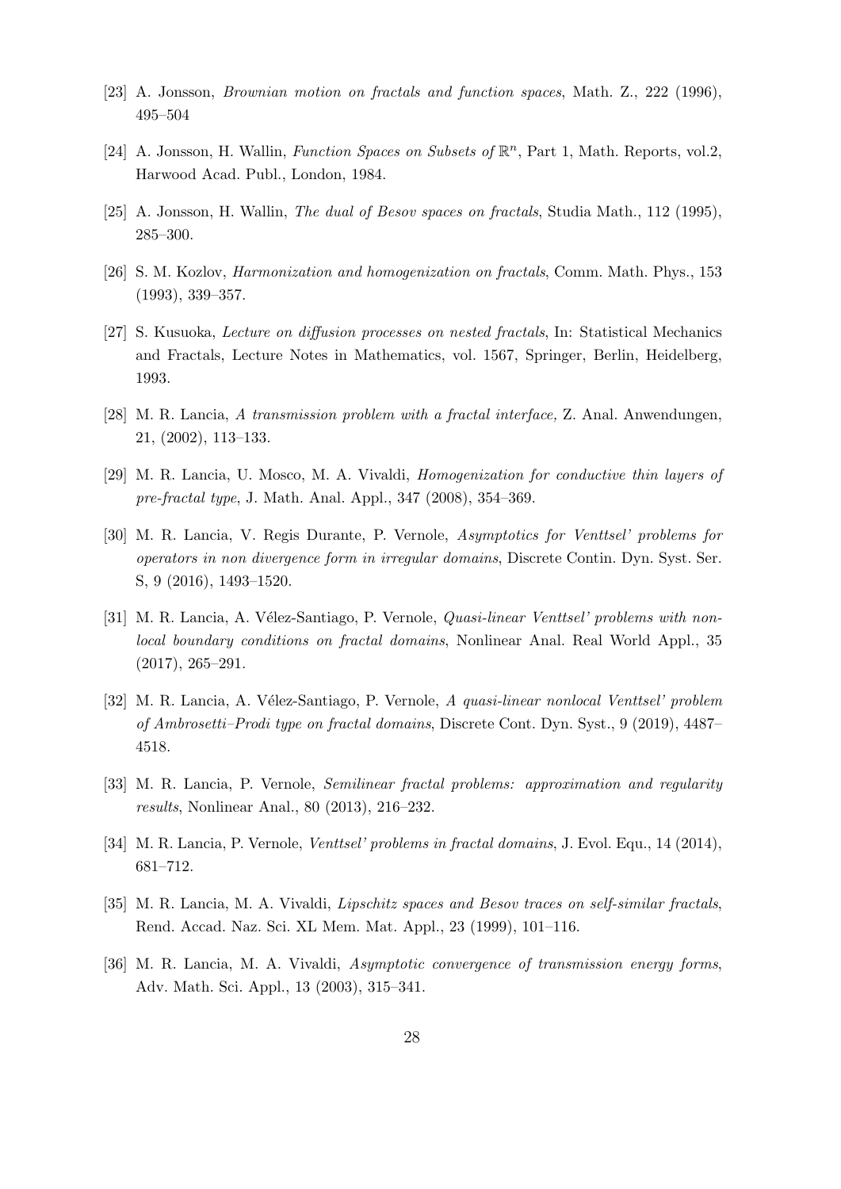[23] A. Jonsson, *Brownian motion on fractals and function spaces*, Math. Z., 222 (1996), 495–504

[24] A. Jonsson, H. Wallin, *Function Spaces on Subsets of* $\mathbb{R}^n$, Part 1, Math. Reports, vol.2, Harwood Acad. Publ., London, 1984.

[25] A. Jonsson, H. Wallin, *The dual of Besov spaces on fractals*, Studia Math., 112 (1995), 285–300.

[26] S. M. Kozlov, *Harmonization and homogenization on fractals*, Comm. Math. Phys., 153 (1993), 339–357.

[27] S. Kusuoka, *Lecture on diffusion processes on nested fractals*, In: Statistical Mechanics and Fractals, Lecture Notes in Mathematics, vol. 1567, Springer, Berlin, Heidelberg, 1993.

[28] M. R. Lancia, *A transmission problem with a fractal interface,* Z. Anal. Anwendungen, 21, (2002), 113–133.

[29] M. R. Lancia, U. Mosco, M. A. Vivaldi, *Homogenization for conductive thin layers of pre-fractal type*, J. Math. Anal. Appl., 347 (2008), 354–369.

[30] M. R. Lancia, V. Regis Durante, P. Vernole, *Asymptotics for Venttsel' problems for operators in non divergence form in irregular domains*, Discrete Contin. Dyn. Syst. Ser. S, 9 (2016), 1493–1520.

[31] M. R. Lancia, A. Vélez-Santiago, P. Vernole, *Quasi-linear Venttsel' problems with nonlocal boundary conditions on fractal domains*, Nonlinear Anal. Real World Appl., 35 (2017), 265–291.

[32] M. R. Lancia, A. Vélez-Santiago, P. Vernole, *A quasi-linear nonlocal Venttsel' problem of Ambrosetti–Prodi type on fractal domains*, Discrete Cont. Dyn. Syst., 9 (2019), 4487–4518.

[33] M. R. Lancia, P. Vernole, *Semilinear fractal problems: approximation and regularity results*, Nonlinear Anal., 80 (2013), 216–232.

[34] M. R. Lancia, P. Vernole, *Venttsel' problems in fractal domains*, J. Evol. Equ., 14 (2014), 681–712.

[35] M. R. Lancia, M. A. Vivaldi, *Lipschitz spaces and Besov traces on self-similar fractals*, Rend. Accad. Naz. Sci. XL Mem. Mat. Appl., 23 (1999), 101–116.

[36] M. R. Lancia, M. A. Vivaldi, *Asymptotic convergence of transmission energy forms*, Adv. Math. Sci. Appl., 13 (2003), 315–341.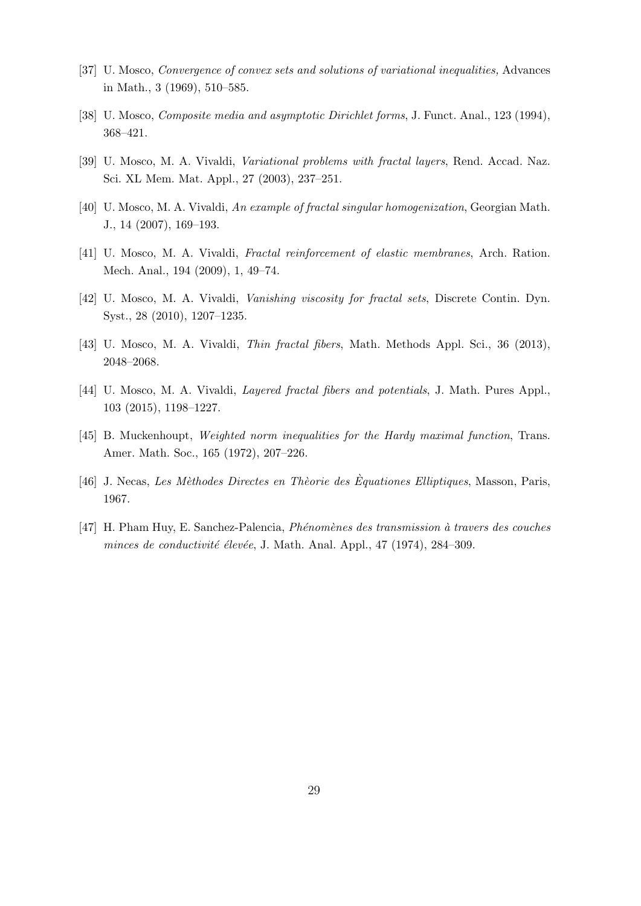[37] U. Mosco, *Convergence of convex sets and solutions of variational inequalities,* Advances in Math., 3 (1969), 510–585.

[38] U. Mosco, *Composite media and asymptotic Dirichlet forms*, J. Funct. Anal., 123 (1994), 368–421.

[39] U. Mosco, M. A. Vivaldi, *Variational problems with fractal layers*, Rend. Accad. Naz. Sci. XL Mem. Mat. Appl., 27 (2003), 237–251.

[40] U. Mosco, M. A. Vivaldi, *An example of fractal singular homogenization*, Georgian Math. J., 14 (2007), 169–193.

[41] U. Mosco, M. A. Vivaldi, *Fractal reinforcement of elastic membranes*, Arch. Ration. Mech. Anal., 194 (2009), 1, 49–74.

[42] U. Mosco, M. A. Vivaldi, *Vanishing viscosity for fractal sets*, Discrete Contin. Dyn. Syst., 28 (2010), 1207–1235.

[43] U. Mosco, M. A. Vivaldi, *Thin fractal fibers*, Math. Methods Appl. Sci., 36 (2013), 2048–2068.

[44] U. Mosco, M. A. Vivaldi, *Layered fractal fibers and potentials*, J. Math. Pures Appl., 103 (2015), 1198–1227.

[45] B. Muckenhoupt, *Weighted norm inequalities for the Hardy maximal function*, Trans. Amer. Math. Soc., 165 (1972), 207–226.

[46] J. Necas, *Les Mèthodes Directes en Thèorie des Èquationes Elliptiques*, Masson, Paris, 1967.

[47] H. Pham Huy, E. Sanchez-Palencia, *Phénomènes des transmission à travers des couches minces de conductivité élevée*, J. Math. Anal. Appl., 47 (1974), 284–309.